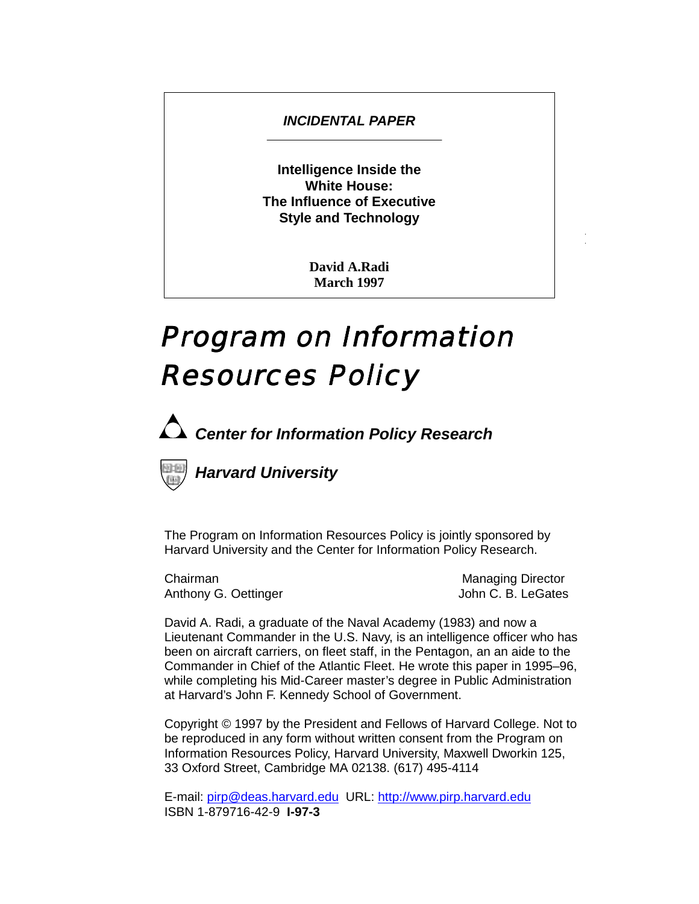***INCIDENTAL PAPER***

**Intelligence Inside the White House: The Influence of Executive Style and Technology**

**David A.Radi**
**March 1997**

# *Program on Information Resources Policy*

***Center for Information Policy Research***

***Harvard University***

The Program on Information Resources Policy is jointly sponsored by Harvard University and the Center for Information Policy Research.

Chairman
Anthony G. Oettinger

Managing Director
John C. B. LeGates

David A. Radi, a graduate of the Naval Academy (1983) and now a Lieutenant Commander in the U.S. Navy, is an intelligence officer who has been on aircraft carriers, on fleet staff, in the Pentagon, an an aide to the Commander in Chief of the Atlantic Fleet. He wrote this paper in 1995–96, while completing his Mid-Career master's degree in Public Administration at Harvard's John F. Kennedy School of Government.

Copyright © 1997 by the President and Fellows of Harvard College. Not to be reproduced in any form without written consent from the Program on Information Resources Policy, Harvard University, Maxwell Dworkin 125, 33 Oxford Street, Cambridge MA 02138. (617) 495-4114

E-mail: pirp@deas.harvard.edu URL: http://www.pirp.harvard.edu
ISBN 1-879716-42-9 **I-97-3**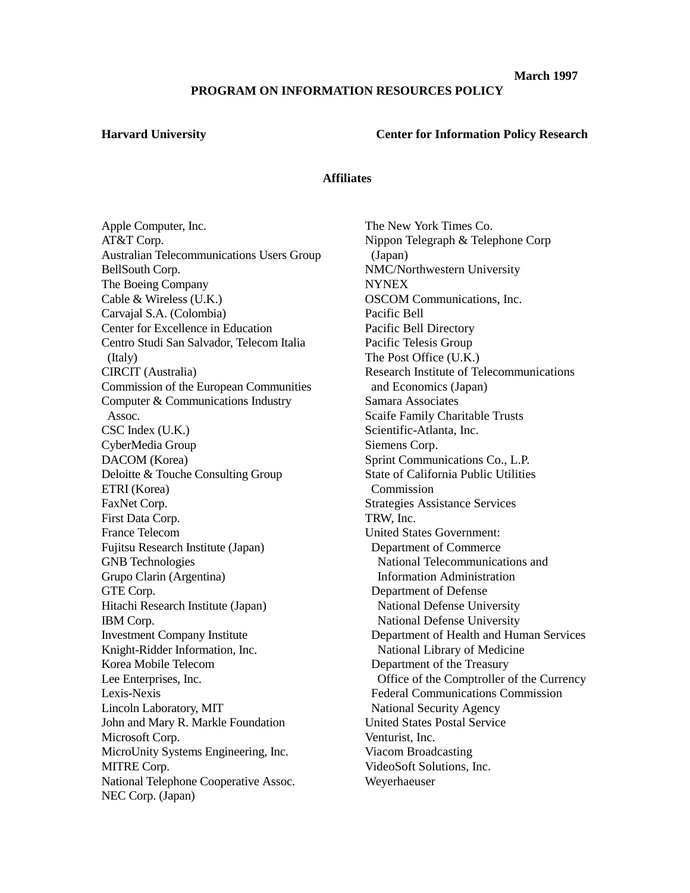March 1997

**PROGRAM ON INFORMATION RESOURCES POLICY**

**Harvard University** **Center for Information Policy Research**

**Affiliates**

Apple Computer, Inc.
AT&T Corp.
Australian Telecommunications Users Group
BellSouth Corp.
The Boeing Company
Cable & Wireless (U.K.)
Carvajal S.A. (Colombia)
Center for Excellence in Education
Centro Studi San Salvador, Telecom Italia (Italy)
CIRCIT (Australia)
Commission of the European Communities
Computer & Communications Industry Assoc.
CSC Index (U.K.)
CyberMedia Group
DACOM (Korea)
Deloitte & Touche Consulting Group
ETRI (Korea)
FaxNet Corp.
First Data Corp.
France Telecom
Fujitsu Research Institute (Japan)
GNB Technologies
Grupo Clarin (Argentina)
GTE Corp.
Hitachi Research Institute (Japan)
IBM Corp.
Investment Company Institute
Knight-Ridder Information, Inc.
Korea Mobile Telecom
Lee Enterprises, Inc.
Lexis-Nexis
Lincoln Laboratory, MIT
John and Mary R. Markle Foundation
Microsoft Corp.
MicroUnity Systems Engineering, Inc.
MITRE Corp.
National Telephone Cooperative Assoc.
NEC Corp. (Japan)
The New York Times Co.
Nippon Telegraph & Telephone Corp (Japan)
NMC/Northwestern University
NYNEX
OSCOM Communications, Inc.
Pacific Bell
Pacific Bell Directory
Pacific Telesis Group
The Post Office (U.K.)
Research Institute of Telecommunications and Economics (Japan)
Samara Associates
Scaife Family Charitable Trusts
Scientific-Atlanta, Inc.
Siemens Corp.
Sprint Communications Co., L.P.
State of California Public Utilities Commission
Strategies Assistance Services
TRW, Inc.
United States Government:
- Department of Commerce
  - National Telecommunications and Information Administration
- Department of Defense
  - National Defense University
  - National Defense University
- Department of Health and Human Services
  - National Library of Medicine
- Department of the Treasury
  - Office of the Comptroller of the Currency
- Federal Communications Commission
- National Security Agency

United States Postal Service
Venturist, Inc.
Viacom Broadcasting
VideoSoft Solutions, Inc.
Weyerhaeuser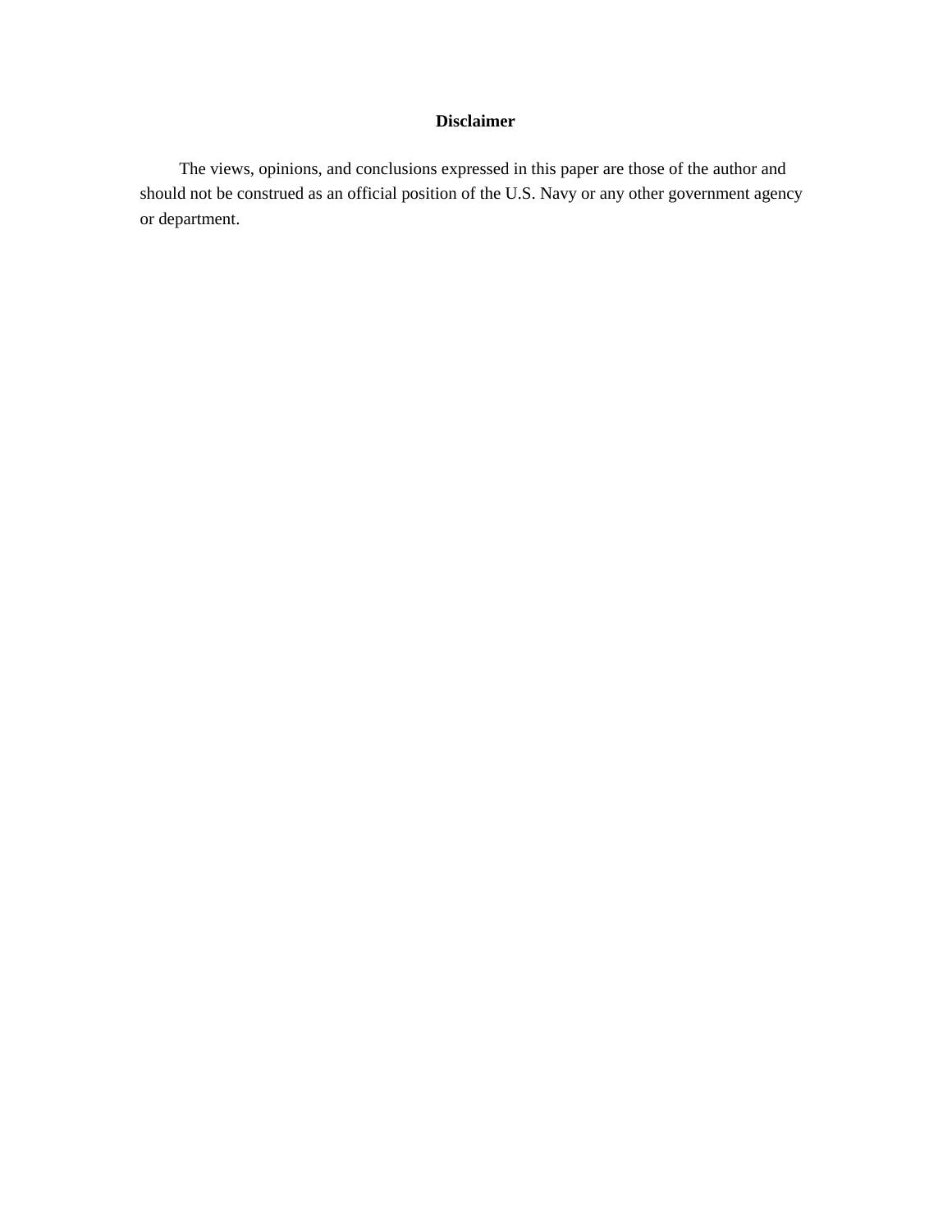## Disclaimer

The views, opinions, and conclusions expressed in this paper are those of the author and should not be construed as an official position of the U.S. Navy or any other government agency or department.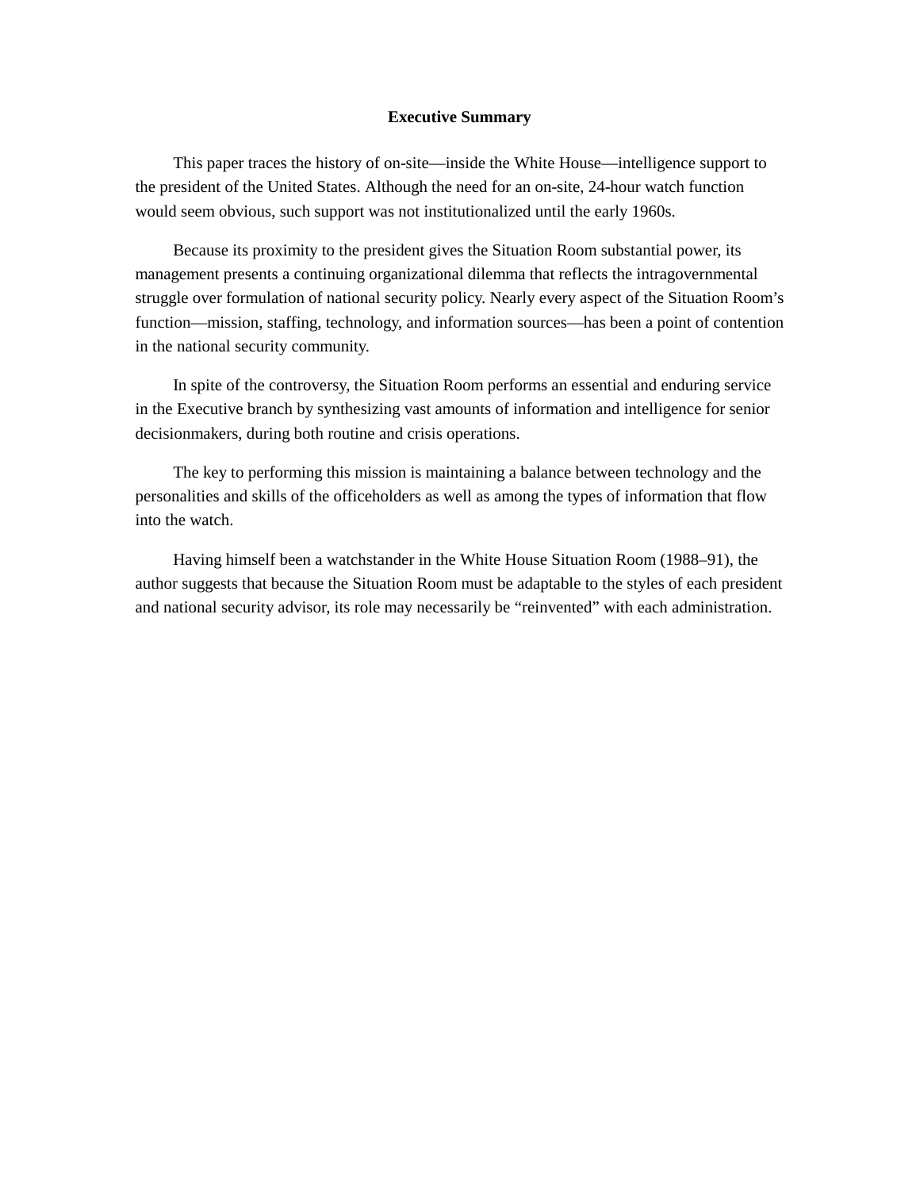# Executive Summary

This paper traces the history of on-site—inside the White House—intelligence support to the president of the United States. Although the need for an on-site, 24-hour watch function would seem obvious, such support was not institutionalized until the early 1960s.

Because its proximity to the president gives the Situation Room substantial power, its management presents a continuing organizational dilemma that reflects the intragovernmental struggle over formulation of national security policy. Nearly every aspect of the Situation Room's function—mission, staffing, technology, and information sources—has been a point of contention in the national security community.

In spite of the controversy, the Situation Room performs an essential and enduring service in the Executive branch by synthesizing vast amounts of information and intelligence for senior decisionmakers, during both routine and crisis operations.

The key to performing this mission is maintaining a balance between technology and the personalities and skills of the officeholders as well as among the types of information that flow into the watch.

Having himself been a watchstander in the White House Situation Room (1988–91), the author suggests that because the Situation Room must be adaptable to the styles of each president and national security advisor, its role may necessarily be "reinvented" with each administration.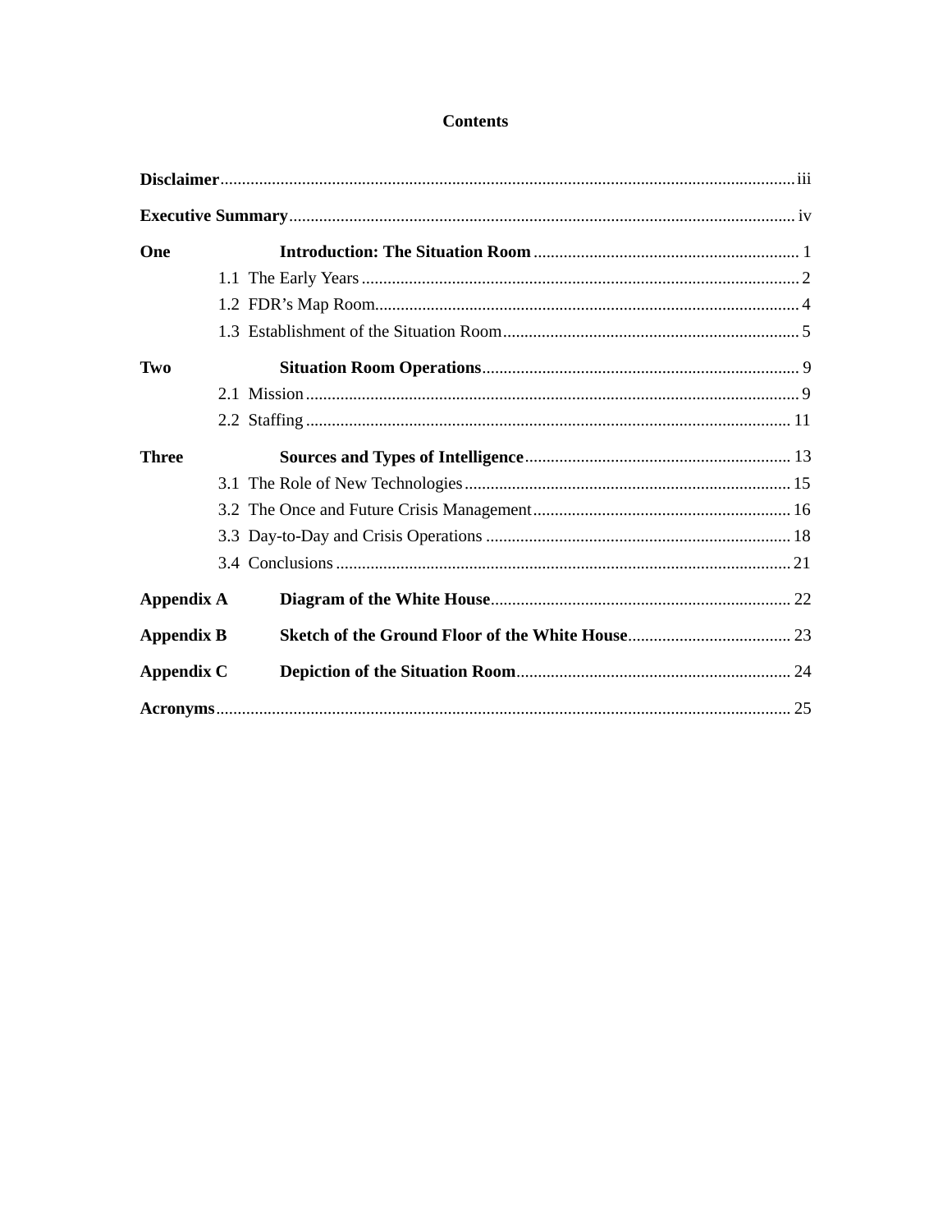# Contents

**Disclaimer** ..... iii

**Executive Summary** ..... iv

**One** **Introduction: The Situation Room** ..... 1

- 1.1 The Early Years ..... 2
- 1.2 FDR's Map Room ..... 4
- 1.3 Establishment of the Situation Room ..... 5

**Two** **Situation Room Operations** ..... 9

- 2.1 Mission ..... 9
- 2.2 Staffing ..... 11

**Three** **Sources and Types of Intelligence** ..... 13

- 3.1 The Role of New Technologies ..... 15
- 3.2 The Once and Future Crisis Management ..... 16
- 3.3 Day-to-Day and Crisis Operations ..... 18
- 3.4 Conclusions ..... 21

**Appendix A** **Diagram of the White House** ..... 22

**Appendix B** **Sketch of the Ground Floor of the White House** ..... 23

**Appendix C** **Depiction of the Situation Room** ..... 24

**Acronyms** ..... 25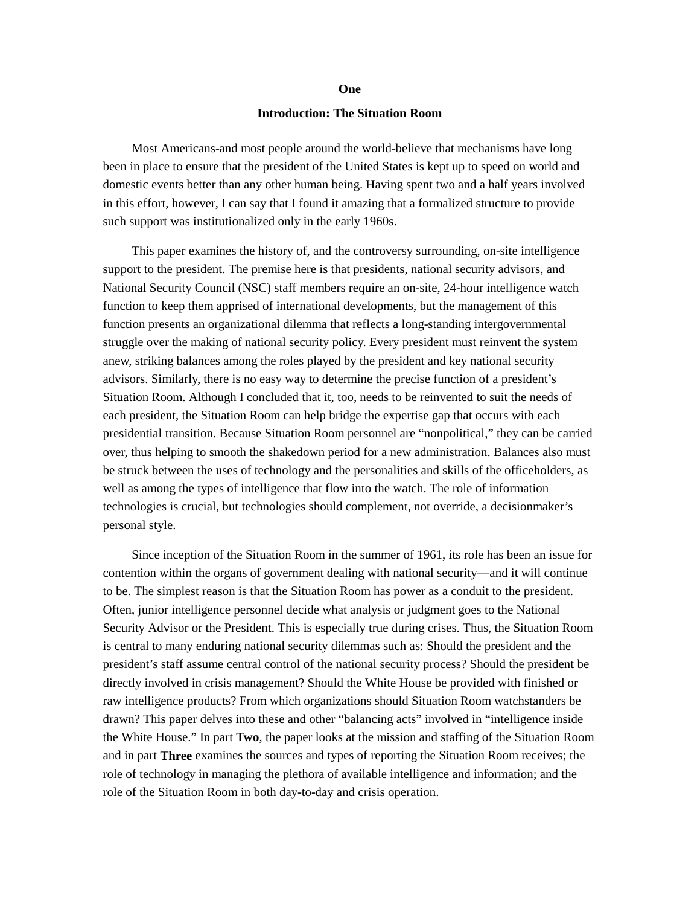# One

## Introduction: The Situation Room

Most Americans-and most people around the world-believe that mechanisms have long been in place to ensure that the president of the United States is kept up to speed on world and domestic events better than any other human being. Having spent two and a half years involved in this effort, however, I can say that I found it amazing that a formalized structure to provide such support was institutionalized only in the early 1960s.

This paper examines the history of, and the controversy surrounding, on-site intelligence support to the president. The premise here is that presidents, national security advisors, and National Security Council (NSC) staff members require an on-site, 24-hour intelligence watch function to keep them apprised of international developments, but the management of this function presents an organizational dilemma that reflects a long-standing intergovernmental struggle over the making of national security policy. Every president must reinvent the system anew, striking balances among the roles played by the president and key national security advisors. Similarly, there is no easy way to determine the precise function of a president's Situation Room. Although I concluded that it, too, needs to be reinvented to suit the needs of each president, the Situation Room can help bridge the expertise gap that occurs with each presidential transition. Because Situation Room personnel are "nonpolitical," they can be carried over, thus helping to smooth the shakedown period for a new administration. Balances also must be struck between the uses of technology and the personalities and skills of the officeholders, as well as among the types of intelligence that flow into the watch. The role of information technologies is crucial, but technologies should complement, not override, a decisionmaker's personal style.

Since inception of the Situation Room in the summer of 1961, its role has been an issue for contention within the organs of government dealing with national security—and it will continue to be. The simplest reason is that the Situation Room has power as a conduit to the president. Often, junior intelligence personnel decide what analysis or judgment goes to the National Security Advisor or the President. This is especially true during crises. Thus, the Situation Room is central to many enduring national security dilemmas such as: Should the president and the president's staff assume central control of the national security process? Should the president be directly involved in crisis management? Should the White House be provided with finished or raw intelligence products? From which organizations should Situation Room watchstanders be drawn? This paper delves into these and other "balancing acts" involved in "intelligence inside the White House." In part **Two**, the paper looks at the mission and staffing of the Situation Room and in part **Three** examines the sources and types of reporting the Situation Room receives; the role of technology in managing the plethora of available intelligence and information; and the role of the Situation Room in both day-to-day and crisis operation.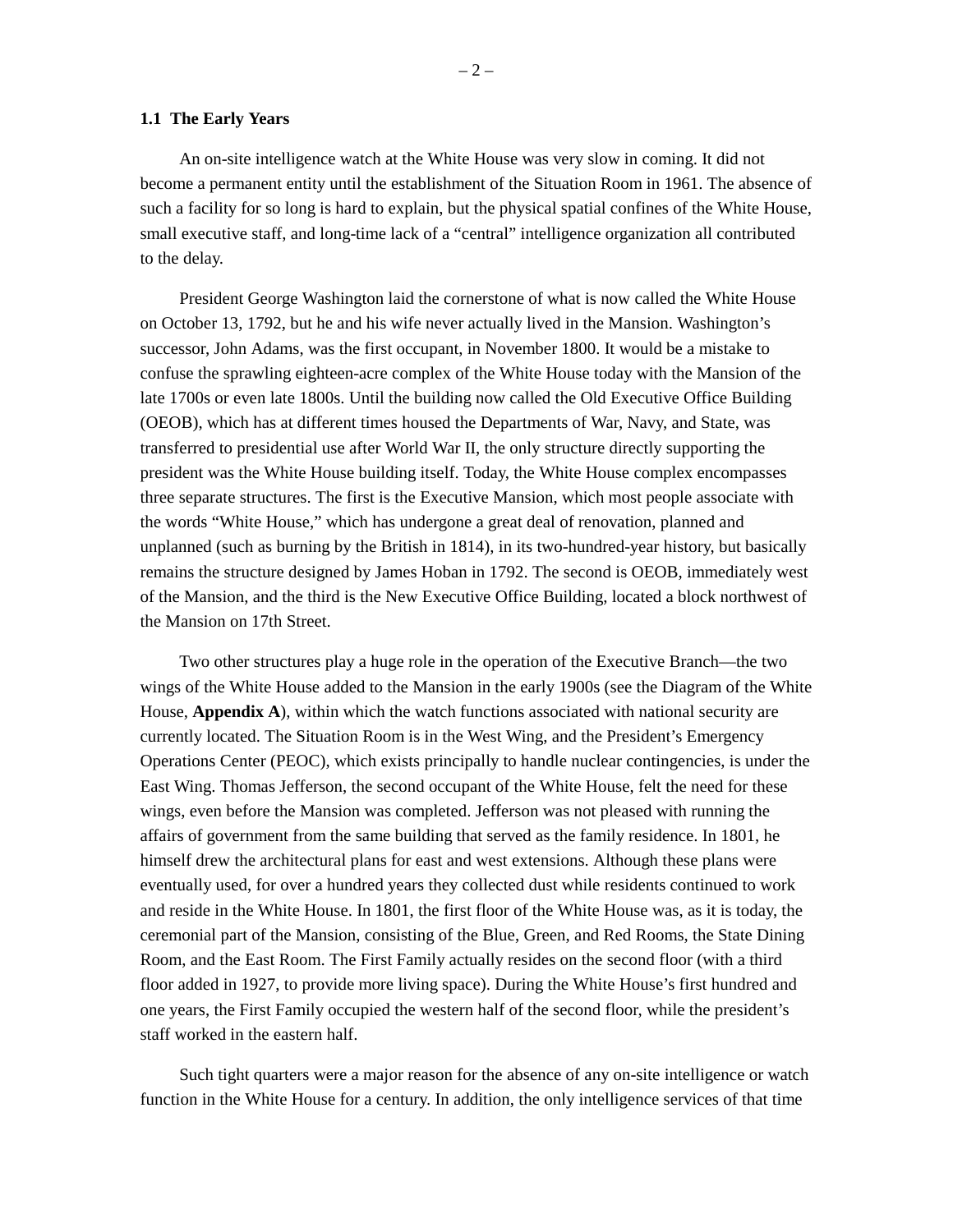### 1.1 The Early Years

An on-site intelligence watch at the White House was very slow in coming. It did not become a permanent entity until the establishment of the Situation Room in 1961. The absence of such a facility for so long is hard to explain, but the physical spatial confines of the White House, small executive staff, and long-time lack of a "central" intelligence organization all contributed to the delay.

President George Washington laid the cornerstone of what is now called the White House on October 13, 1792, but he and his wife never actually lived in the Mansion. Washington's successor, John Adams, was the first occupant, in November 1800. It would be a mistake to confuse the sprawling eighteen-acre complex of the White House today with the Mansion of the late 1700s or even late 1800s. Until the building now called the Old Executive Office Building (OEOB), which has at different times housed the Departments of War, Navy, and State, was transferred to presidential use after World War II, the only structure directly supporting the president was the White House building itself. Today, the White House complex encompasses three separate structures. The first is the Executive Mansion, which most people associate with the words "White House," which has undergone a great deal of renovation, planned and unplanned (such as burning by the British in 1814), in its two-hundred-year history, but basically remains the structure designed by James Hoban in 1792. The second is OEOB, immediately west of the Mansion, and the third is the New Executive Office Building, located a block northwest of the Mansion on 17th Street.

Two other structures play a huge role in the operation of the Executive Branch—the two wings of the White House added to the Mansion in the early 1900s (see the Diagram of the White House, **Appendix A**), within which the watch functions associated with national security are currently located. The Situation Room is in the West Wing, and the President's Emergency Operations Center (PEOC), which exists principally to handle nuclear contingencies, is under the East Wing. Thomas Jefferson, the second occupant of the White House, felt the need for these wings, even before the Mansion was completed. Jefferson was not pleased with running the affairs of government from the same building that served as the family residence. In 1801, he himself drew the architectural plans for east and west extensions. Although these plans were eventually used, for over a hundred years they collected dust while residents continued to work and reside in the White House. In 1801, the first floor of the White House was, as it is today, the ceremonial part of the Mansion, consisting of the Blue, Green, and Red Rooms, the State Dining Room, and the East Room. The First Family actually resides on the second floor (with a third floor added in 1927, to provide more living space). During the White House's first hundred and one years, the First Family occupied the western half of the second floor, while the president's staff worked in the eastern half.

Such tight quarters were a major reason for the absence of any on-site intelligence or watch function in the White House for a century. In addition, the only intelligence services of that time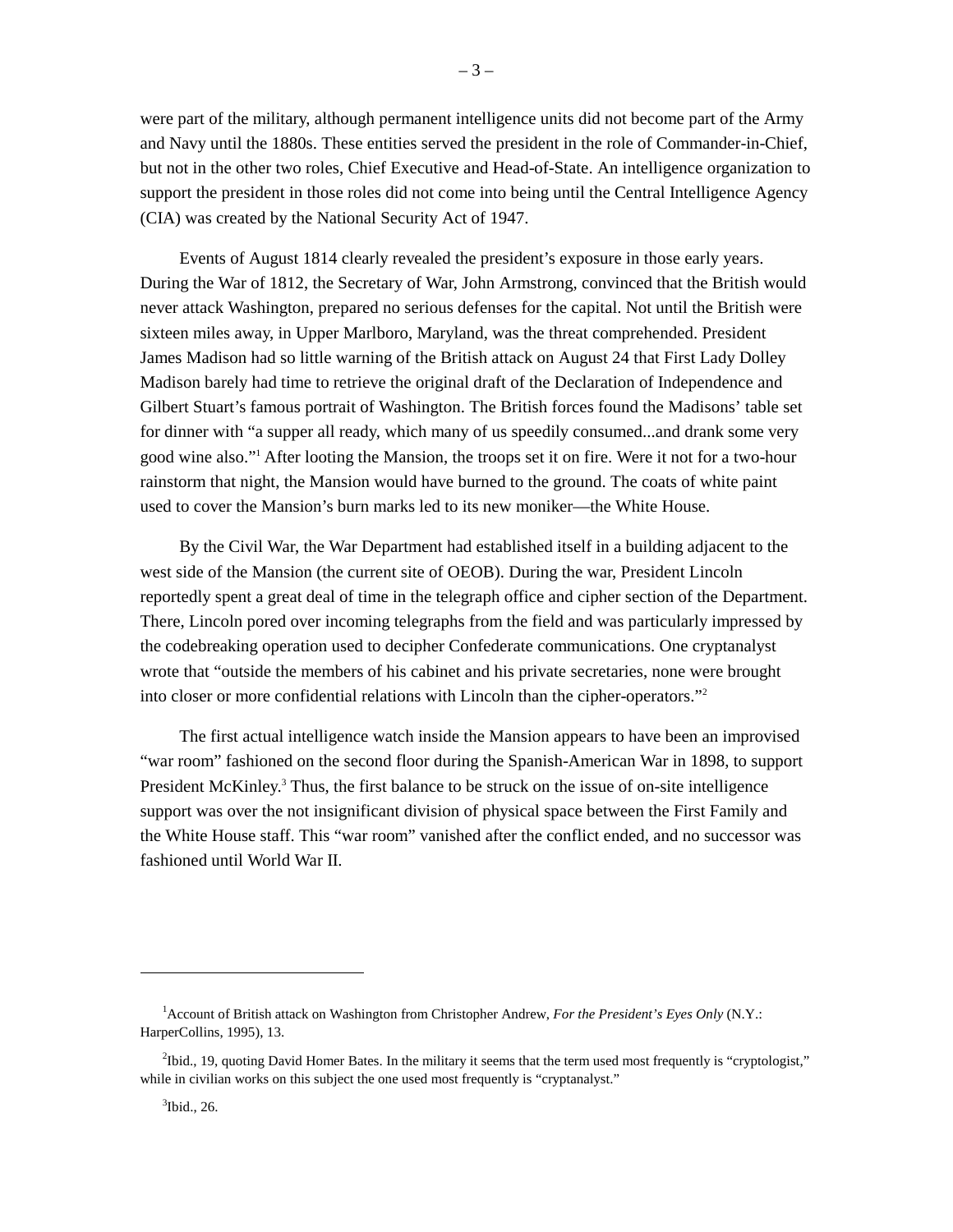were part of the military, although permanent intelligence units did not become part of the Army and Navy until the 1880s. These entities served the president in the role of Commander-in-Chief, but not in the other two roles, Chief Executive and Head-of-State. An intelligence organization to support the president in those roles did not come into being until the Central Intelligence Agency (CIA) was created by the National Security Act of 1947.

Events of August 1814 clearly revealed the president's exposure in those early years. During the War of 1812, the Secretary of War, John Armstrong, convinced that the British would never attack Washington, prepared no serious defenses for the capital. Not until the British were sixteen miles away, in Upper Marlboro, Maryland, was the threat comprehended. President James Madison had so little warning of the British attack on August 24 that First Lady Dolley Madison barely had time to retrieve the original draft of the Declaration of Independence and Gilbert Stuart's famous portrait of Washington. The British forces found the Madisons' table set for dinner with "a supper all ready, which many of us speedily consumed...and drank some very good wine also."[1] After looting the Mansion, the troops set it on fire. Were it not for a two-hour rainstorm that night, the Mansion would have burned to the ground. The coats of white paint used to cover the Mansion's burn marks led to its new moniker—the White House.

By the Civil War, the War Department had established itself in a building adjacent to the west side of the Mansion (the current site of OEOB). During the war, President Lincoln reportedly spent a great deal of time in the telegraph office and cipher section of the Department. There, Lincoln pored over incoming telegraphs from the field and was particularly impressed by the codebreaking operation used to decipher Confederate communications. One cryptanalyst wrote that "outside the members of his cabinet and his private secretaries, none were brought into closer or more confidential relations with Lincoln than the cipher-operators."[2]

The first actual intelligence watch inside the Mansion appears to have been an improvised "war room" fashioned on the second floor during the Spanish-American War in 1898, to support President McKinley.[3] Thus, the first balance to be struck on the issue of on-site intelligence support was over the not insignificant division of physical space between the First Family and the White House staff. This "war room" vanished after the conflict ended, and no successor was fashioned until World War II.

---

[1]Account of British attack on Washington from Christopher Andrew, *For the President's Eyes Only* (N.Y.: HarperCollins, 1995), 13.

[2]Ibid., 19, quoting David Homer Bates. In the military it seems that the term used most frequently is "cryptologist," while in civilian works on this subject the one used most frequently is "cryptanalyst."

[3]Ibid., 26.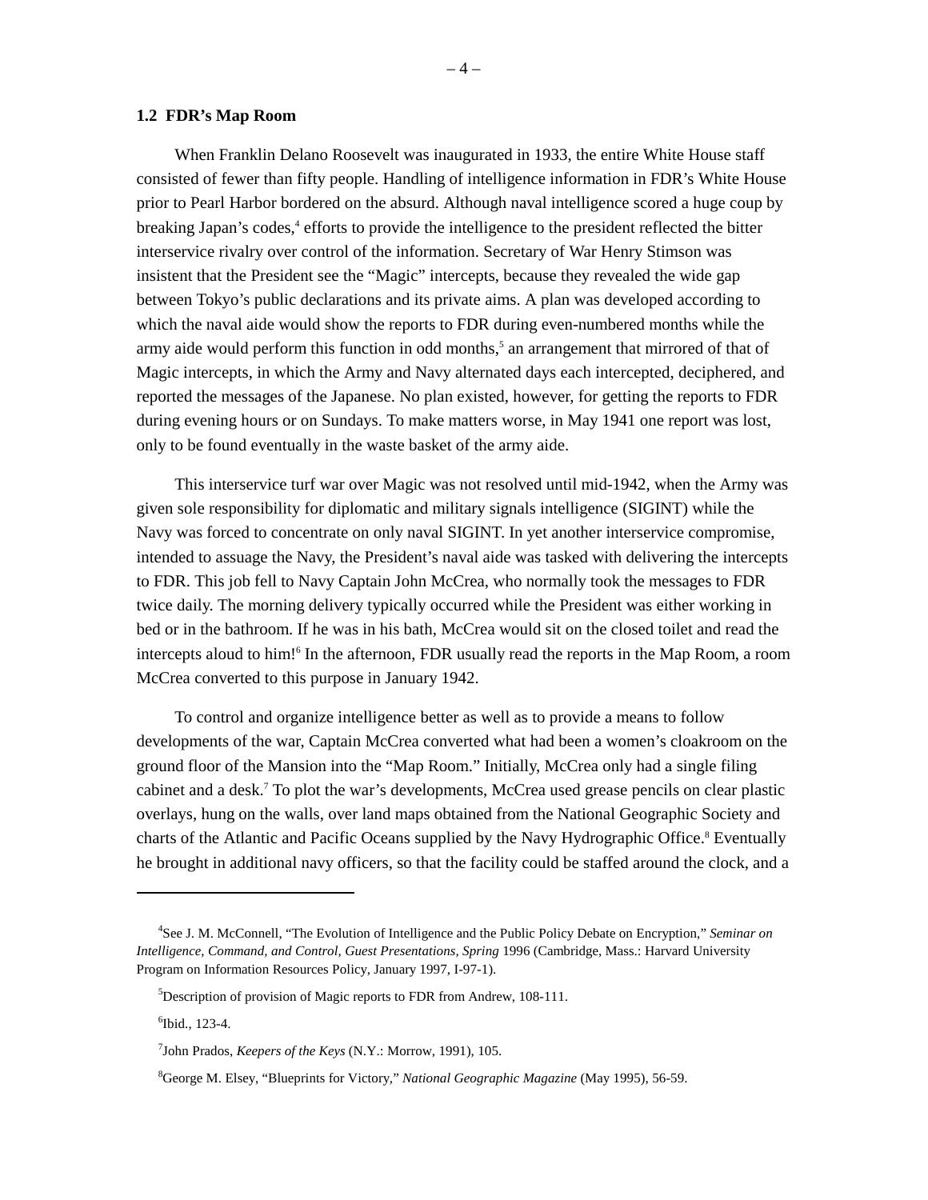### 1.2 FDR's Map Room

When Franklin Delano Roosevelt was inaugurated in 1933, the entire White House staff consisted of fewer than fifty people. Handling of intelligence information in FDR's White House prior to Pearl Harbor bordered on the absurd. Although naval intelligence scored a huge coup by breaking Japan's codes,[4] efforts to provide the intelligence to the president reflected the bitter interservice rivalry over control of the information. Secretary of War Henry Stimson was insistent that the President see the "Magic" intercepts, because they revealed the wide gap between Tokyo's public declarations and its private aims. A plan was developed according to which the naval aide would show the reports to FDR during even-numbered months while the army aide would perform this function in odd months,[5] an arrangement that mirrored of that of Magic intercepts, in which the Army and Navy alternated days each intercepted, deciphered, and reported the messages of the Japanese. No plan existed, however, for getting the reports to FDR during evening hours or on Sundays. To make matters worse, in May 1941 one report was lost, only to be found eventually in the waste basket of the army aide.

This interservice turf war over Magic was not resolved until mid-1942, when the Army was given sole responsibility for diplomatic and military signals intelligence (SIGINT) while the Navy was forced to concentrate on only naval SIGINT. In yet another interservice compromise, intended to assuage the Navy, the President's naval aide was tasked with delivering the intercepts to FDR. This job fell to Navy Captain John McCrea, who normally took the messages to FDR twice daily. The morning delivery typically occurred while the President was either working in bed or in the bathroom. If he was in his bath, McCrea would sit on the closed toilet and read the intercepts aloud to him![6] In the afternoon, FDR usually read the reports in the Map Room, a room McCrea converted to this purpose in January 1942.

To control and organize intelligence better as well as to provide a means to follow developments of the war, Captain McCrea converted what had been a women's cloakroom on the ground floor of the Mansion into the "Map Room." Initially, McCrea only had a single filing cabinet and a desk.[7] To plot the war's developments, McCrea used grease pencils on clear plastic overlays, hung on the walls, over land maps obtained from the National Geographic Society and charts of the Atlantic and Pacific Oceans supplied by the Navy Hydrographic Office.[8] Eventually he brought in additional navy officers, so that the facility could be staffed around the clock, and a

---

[4] See J. M. McConnell, "The Evolution of Intelligence and the Public Policy Debate on Encryption," *Seminar on Intelligence, Command, and Control, Guest Presentations, Spring* 1996 (Cambridge, Mass.: Harvard University Program on Information Resources Policy, January 1997, I-97-1).

[5] Description of provision of Magic reports to FDR from Andrew, 108-111.

[6] Ibid., 123-4.

[7] John Prados, *Keepers of the Keys* (N.Y.: Morrow, 1991), 105.

[8] George M. Elsey, "Blueprints for Victory," *National Geographic Magazine* (May 1995), 56-59.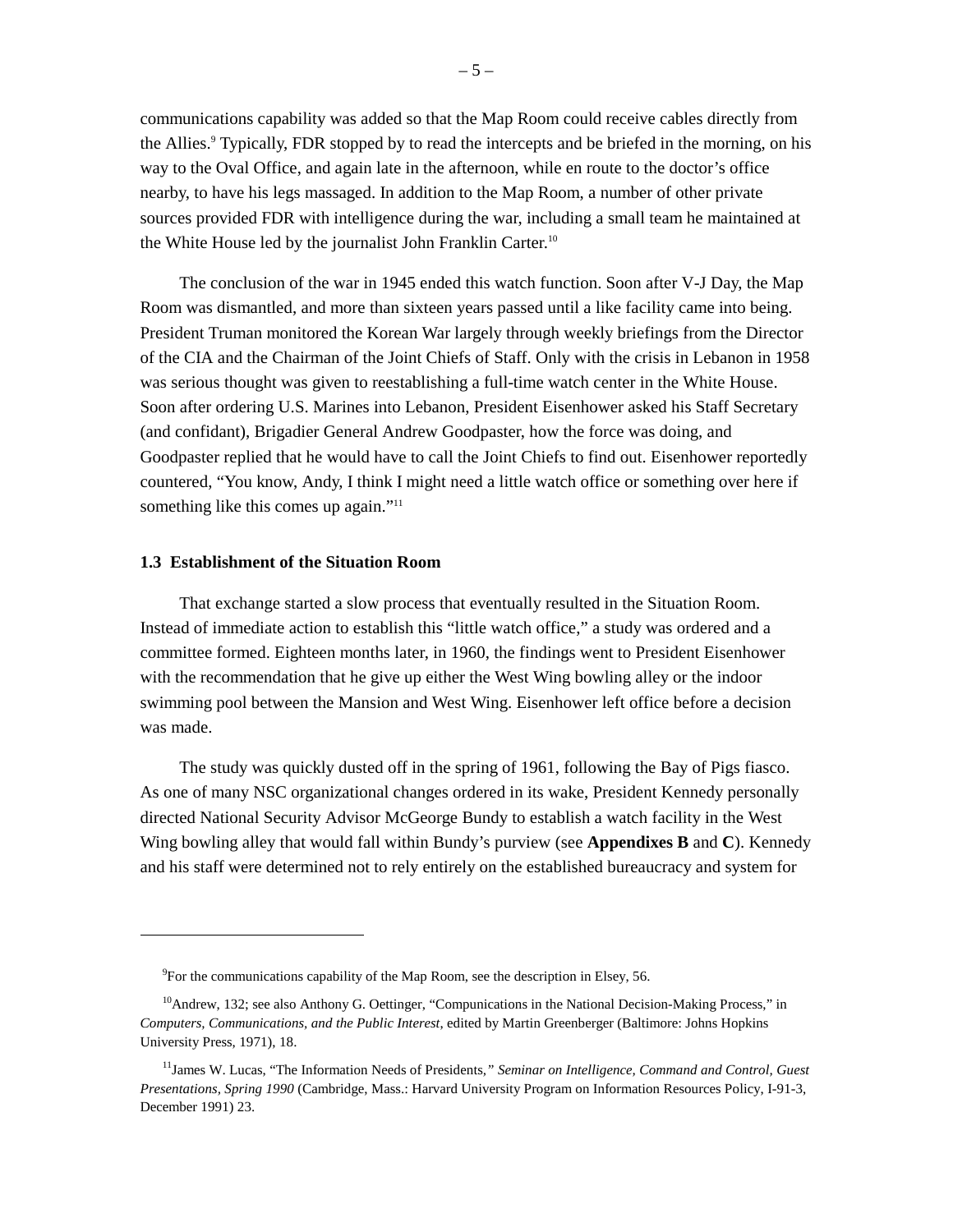communications capability was added so that the Map Room could receive cables directly from the Allies.[9] Typically, FDR stopped by to read the intercepts and be briefed in the morning, on his way to the Oval Office, and again late in the afternoon, while en route to the doctor's office nearby, to have his legs massaged. In addition to the Map Room, a number of other private sources provided FDR with intelligence during the war, including a small team he maintained at the White House led by the journalist John Franklin Carter.[10]

The conclusion of the war in 1945 ended this watch function. Soon after V-J Day, the Map Room was dismantled, and more than sixteen years passed until a like facility came into being. President Truman monitored the Korean War largely through weekly briefings from the Director of the CIA and the Chairman of the Joint Chiefs of Staff. Only with the crisis in Lebanon in 1958 was serious thought was given to reestablishing a full-time watch center in the White House. Soon after ordering U.S. Marines into Lebanon, President Eisenhower asked his Staff Secretary (and confidant), Brigadier General Andrew Goodpaster, how the force was doing, and Goodpaster replied that he would have to call the Joint Chiefs to find out. Eisenhower reportedly countered, "You know, Andy, I think I might need a little watch office or something over here if something like this comes up again."[11]

### 1.3 Establishment of the Situation Room

That exchange started a slow process that eventually resulted in the Situation Room. Instead of immediate action to establish this "little watch office," a study was ordered and a committee formed. Eighteen months later, in 1960, the findings went to President Eisenhower with the recommendation that he give up either the West Wing bowling alley or the indoor swimming pool between the Mansion and West Wing. Eisenhower left office before a decision was made.

The study was quickly dusted off in the spring of 1961, following the Bay of Pigs fiasco. As one of many NSC organizational changes ordered in its wake, President Kennedy personally directed National Security Advisor McGeorge Bundy to establish a watch facility in the West Wing bowling alley that would fall within Bundy's purview (see **Appendixes B** and **C**). Kennedy and his staff were determined not to rely entirely on the established bureaucracy and system for

---

[9]For the communications capability of the Map Room, see the description in Elsey, 56.

[10]Andrew, 132; see also Anthony G. Oettinger, "Compunications in the National Decision-Making Process," in *Computers, Communications, and the Public Interest*, edited by Martin Greenberger (Baltimore: Johns Hopkins University Press, 1971), 18.

[11]James W. Lucas, "The Information Needs of Presidents," *Seminar on Intelligence, Command and Control, Guest Presentations, Spring 1990* (Cambridge, Mass.: Harvard University Program on Information Resources Policy, I-91-3, December 1991) 23.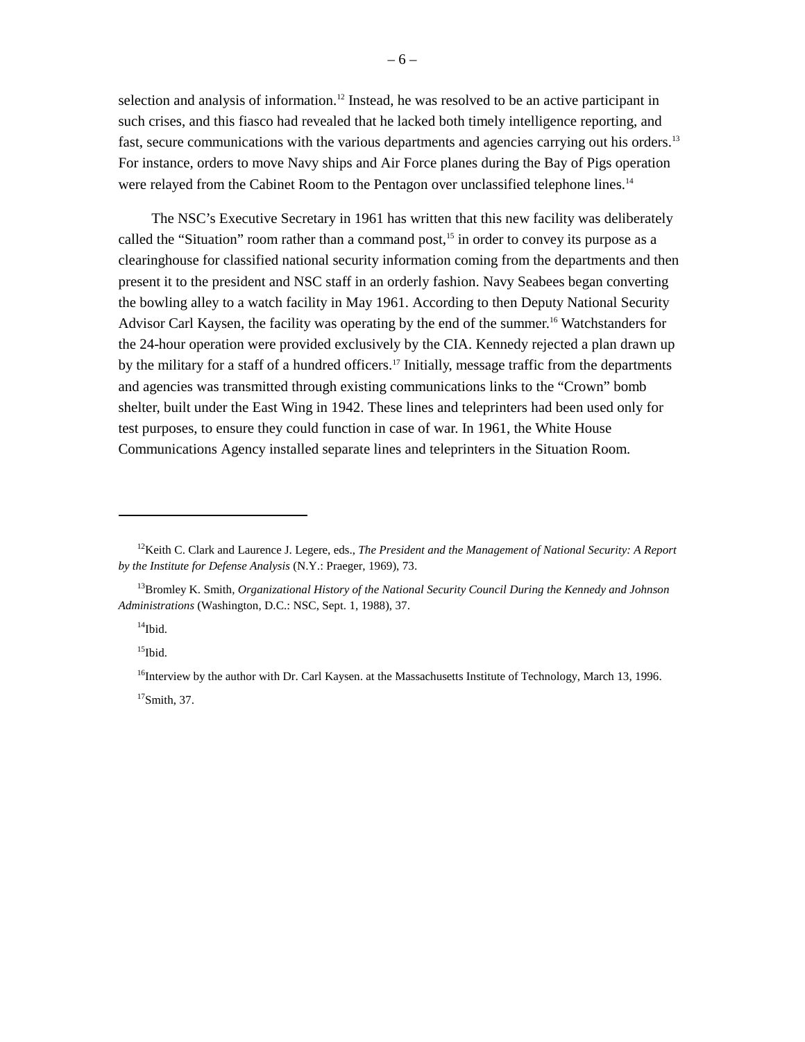selection and analysis of information.[12] Instead, he was resolved to be an active participant in such crises, and this fiasco had revealed that he lacked both timely intelligence reporting, and fast, secure communications with the various departments and agencies carrying out his orders.[13] For instance, orders to move Navy ships and Air Force planes during the Bay of Pigs operation were relayed from the Cabinet Room to the Pentagon over unclassified telephone lines.[14]

The NSC's Executive Secretary in 1961 has written that this new facility was deliberately called the "Situation" room rather than a command post,[15] in order to convey its purpose as a clearinghouse for classified national security information coming from the departments and then present it to the president and NSC staff in an orderly fashion. Navy Seabees began converting the bowling alley to a watch facility in May 1961. According to then Deputy National Security Advisor Carl Kaysen, the facility was operating by the end of the summer.[16] Watchstanders for the 24-hour operation were provided exclusively by the CIA. Kennedy rejected a plan drawn up by the military for a staff of a hundred officers.[17] Initially, message traffic from the departments and agencies was transmitted through existing communications links to the "Crown" bomb shelter, built under the East Wing in 1942. These lines and teleprinters had been used only for test purposes, to ensure they could function in case of war. In 1961, the White House Communications Agency installed separate lines and teleprinters in the Situation Room.

---

[12] Keith C. Clark and Laurence J. Legere, eds., *The President and the Management of National Security: A Report by the Institute for Defense Analysis* (N.Y.: Praeger, 1969), 73.

[13] Bromley K. Smith, *Organizational History of the National Security Council During the Kennedy and Johnson Administrations* (Washington, D.C.: NSC, Sept. 1, 1988), 37.

[14] Ibid.

[15] Ibid.

[16] Interview by the author with Dr. Carl Kaysen. at the Massachusetts Institute of Technology, March 13, 1996.

[17] Smith, 37.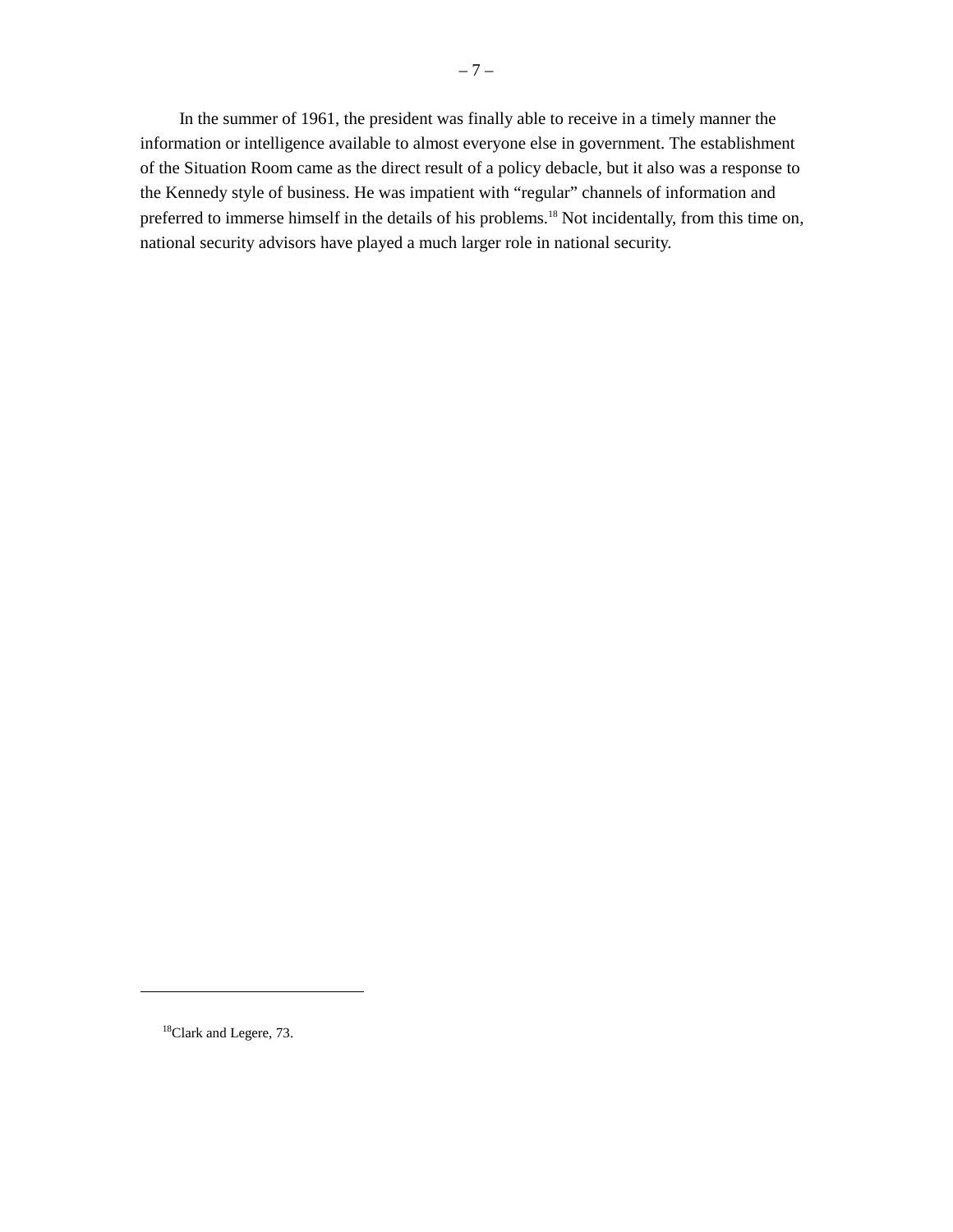In the summer of 1961, the president was finally able to receive in a timely manner the information or intelligence available to almost everyone else in government. The establishment of the Situation Room came as the direct result of a policy debacle, but it also was a response to the Kennedy style of business. He was impatient with "regular" channels of information and preferred to immerse himself in the details of his problems.[18] Not incidentally, from this time on, national security advisors have played a much larger role in national security.

---

[18]Clark and Legere, 73.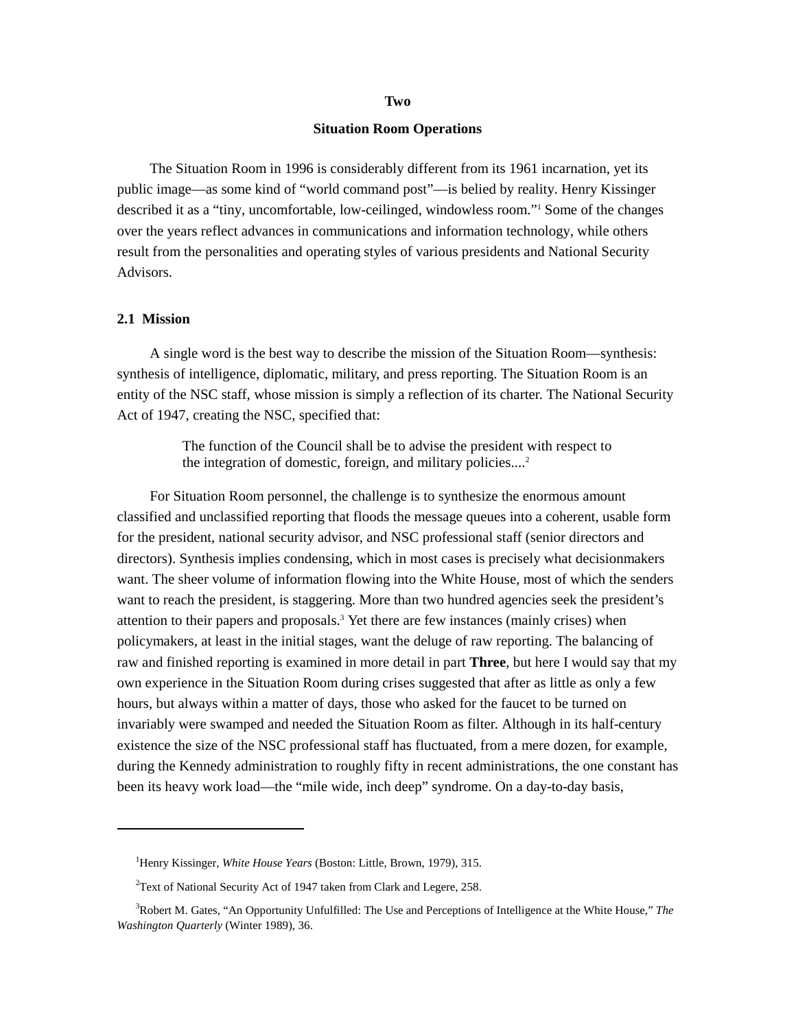# Two

## Situation Room Operations

The Situation Room in 1996 is considerably different from its 1961 incarnation, yet its public image—as some kind of "world command post"—is belied by reality. Henry Kissinger described it as a "tiny, uncomfortable, low-ceilinged, windowless room."[1] Some of the changes over the years reflect advances in communications and information technology, while others result from the personalities and operating styles of various presidents and National Security Advisors.

### 2.1 Mission

A single word is the best way to describe the mission of the Situation Room—synthesis: synthesis of intelligence, diplomatic, military, and press reporting. The Situation Room is an entity of the NSC staff, whose mission is simply a reflection of its charter. The National Security Act of 1947, creating the NSC, specified that:

> The function of the Council shall be to advise the president with respect to the integration of domestic, foreign, and military policies....[2]

For Situation Room personnel, the challenge is to synthesize the enormous amount classified and unclassified reporting that floods the message queues into a coherent, usable form for the president, national security advisor, and NSC professional staff (senior directors and directors). Synthesis implies condensing, which in most cases is precisely what decisionmakers want. The sheer volume of information flowing into the White House, most of which the senders want to reach the president, is staggering. More than two hundred agencies seek the president's attention to their papers and proposals.[3] Yet there are few instances (mainly crises) when policymakers, at least in the initial stages, want the deluge of raw reporting. The balancing of raw and finished reporting is examined in more detail in part **Three**, but here I would say that my own experience in the Situation Room during crises suggested that after as little as only a few hours, but always within a matter of days, those who asked for the faucet to be turned on invariably were swamped and needed the Situation Room as filter. Although in its half-century existence the size of the NSC professional staff has fluctuated, from a mere dozen, for example, during the Kennedy administration to roughly fifty in recent administrations, the one constant has been its heavy work load—the "mile wide, inch deep" syndrome. On a day-to-day basis,

---

[1] Henry Kissinger, *White House Years* (Boston: Little, Brown, 1979), 315.

[2] Text of National Security Act of 1947 taken from Clark and Legere, 258.

[3] Robert M. Gates, "An Opportunity Unfulfilled: The Use and Perceptions of Intelligence at the White House," *The Washington Quarterly* (Winter 1989), 36.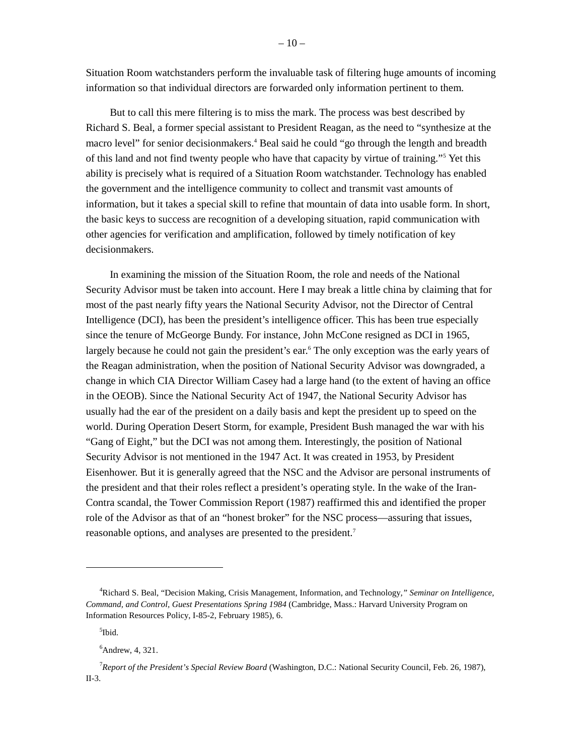Situation Room watchstanders perform the invaluable task of filtering huge amounts of incoming information so that individual directors are forwarded only information pertinent to them.

But to call this mere filtering is to miss the mark. The process was best described by Richard S. Beal, a former special assistant to President Reagan, as the need to "synthesize at the macro level" for senior decisionmakers.[4] Beal said he could "go through the length and breadth of this land and not find twenty people who have that capacity by virtue of training."[5] Yet this ability is precisely what is required of a Situation Room watchstander. Technology has enabled the government and the intelligence community to collect and transmit vast amounts of information, but it takes a special skill to refine that mountain of data into usable form. In short, the basic keys to success are recognition of a developing situation, rapid communication with other agencies for verification and amplification, followed by timely notification of key decisionmakers.

In examining the mission of the Situation Room, the role and needs of the National Security Advisor must be taken into account. Here I may break a little china by claiming that for most of the past nearly fifty years the National Security Advisor, not the Director of Central Intelligence (DCI), has been the president's intelligence officer. This has been true especially since the tenure of McGeorge Bundy. For instance, John McCone resigned as DCI in 1965, largely because he could not gain the president's ear.[6] The only exception was the early years of the Reagan administration, when the position of National Security Advisor was downgraded, a change in which CIA Director William Casey had a large hand (to the extent of having an office in the OEOB). Since the National Security Act of 1947, the National Security Advisor has usually had the ear of the president on a daily basis and kept the president up to speed on the world. During Operation Desert Storm, for example, President Bush managed the war with his "Gang of Eight," but the DCI was not among them. Interestingly, the position of National Security Advisor is not mentioned in the 1947 Act. It was created in 1953, by President Eisenhower. But it is generally agreed that the NSC and the Advisor are personal instruments of the president and that their roles reflect a president's operating style. In the wake of the Iran-Contra scandal, the Tower Commission Report (1987) reaffirmed this and identified the proper role of the Advisor as that of an "honest broker" for the NSC process—assuring that issues, reasonable options, and analyses are presented to the president.[7]

---

[4] Richard S. Beal, "Decision Making, Crisis Management, Information, and Technology," *Seminar on Intelligence, Command, and Control, Guest Presentations Spring 1984* (Cambridge, Mass.: Harvard University Program on Information Resources Policy, I-85-2, February 1985), 6.

[5] Ibid.

[6] Andrew, 4, 321.

[7] *Report of the President's Special Review Board* (Washington, D.C.: National Security Council, Feb. 26, 1987), II-3.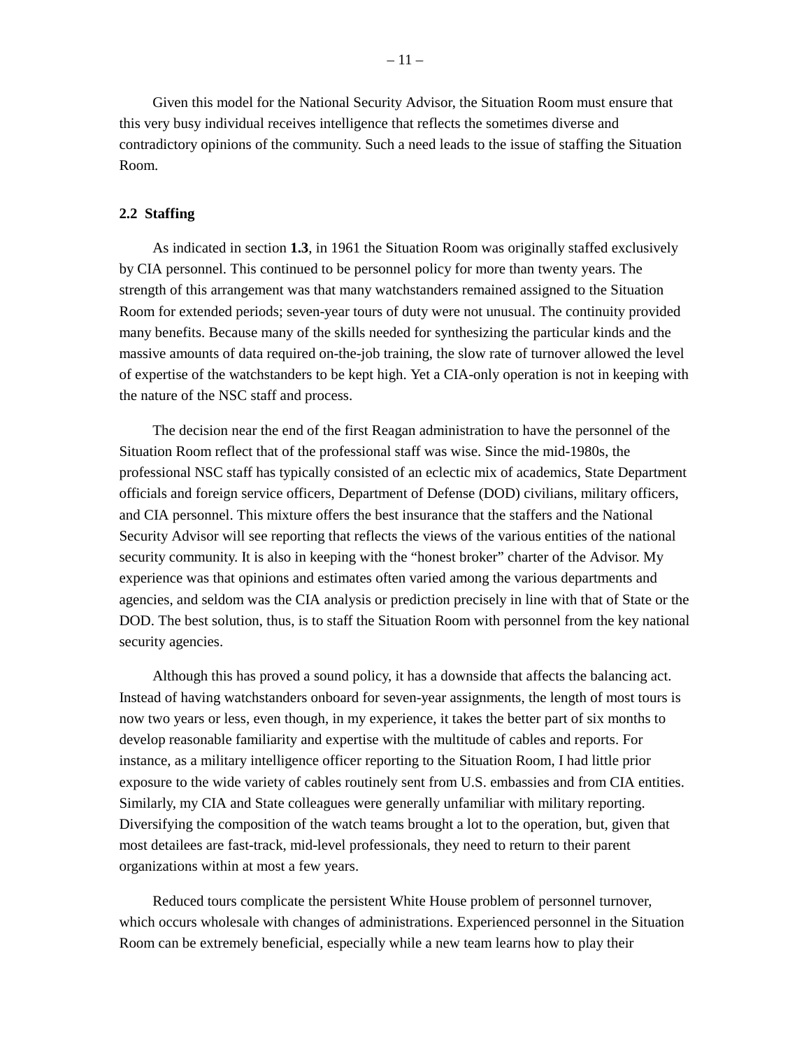Given this model for the National Security Advisor, the Situation Room must ensure that this very busy individual receives intelligence that reflects the sometimes diverse and contradictory opinions of the community. Such a need leads to the issue of staffing the Situation Room.

## 2.2 Staffing

As indicated in section **1.3**, in 1961 the Situation Room was originally staffed exclusively by CIA personnel. This continued to be personnel policy for more than twenty years. The strength of this arrangement was that many watchstanders remained assigned to the Situation Room for extended periods; seven-year tours of duty were not unusual. The continuity provided many benefits. Because many of the skills needed for synthesizing the particular kinds and the massive amounts of data required on-the-job training, the slow rate of turnover allowed the level of expertise of the watchstanders to be kept high. Yet a CIA-only operation is not in keeping with the nature of the NSC staff and process.

The decision near the end of the first Reagan administration to have the personnel of the Situation Room reflect that of the professional staff was wise. Since the mid-1980s, the professional NSC staff has typically consisted of an eclectic mix of academics, State Department officials and foreign service officers, Department of Defense (DOD) civilians, military officers, and CIA personnel. This mixture offers the best insurance that the staffers and the National Security Advisor will see reporting that reflects the views of the various entities of the national security community. It is also in keeping with the "honest broker" charter of the Advisor. My experience was that opinions and estimates often varied among the various departments and agencies, and seldom was the CIA analysis or prediction precisely in line with that of State or the DOD. The best solution, thus, is to staff the Situation Room with personnel from the key national security agencies.

Although this has proved a sound policy, it has a downside that affects the balancing act. Instead of having watchstanders onboard for seven-year assignments, the length of most tours is now two years or less, even though, in my experience, it takes the better part of six months to develop reasonable familiarity and expertise with the multitude of cables and reports. For instance, as a military intelligence officer reporting to the Situation Room, I had little prior exposure to the wide variety of cables routinely sent from U.S. embassies and from CIA entities. Similarly, my CIA and State colleagues were generally unfamiliar with military reporting. Diversifying the composition of the watch teams brought a lot to the operation, but, given that most detailees are fast-track, mid-level professionals, they need to return to their parent organizations within at most a few years.

Reduced tours complicate the persistent White House problem of personnel turnover, which occurs wholesale with changes of administrations. Experienced personnel in the Situation Room can be extremely beneficial, especially while a new team learns how to play their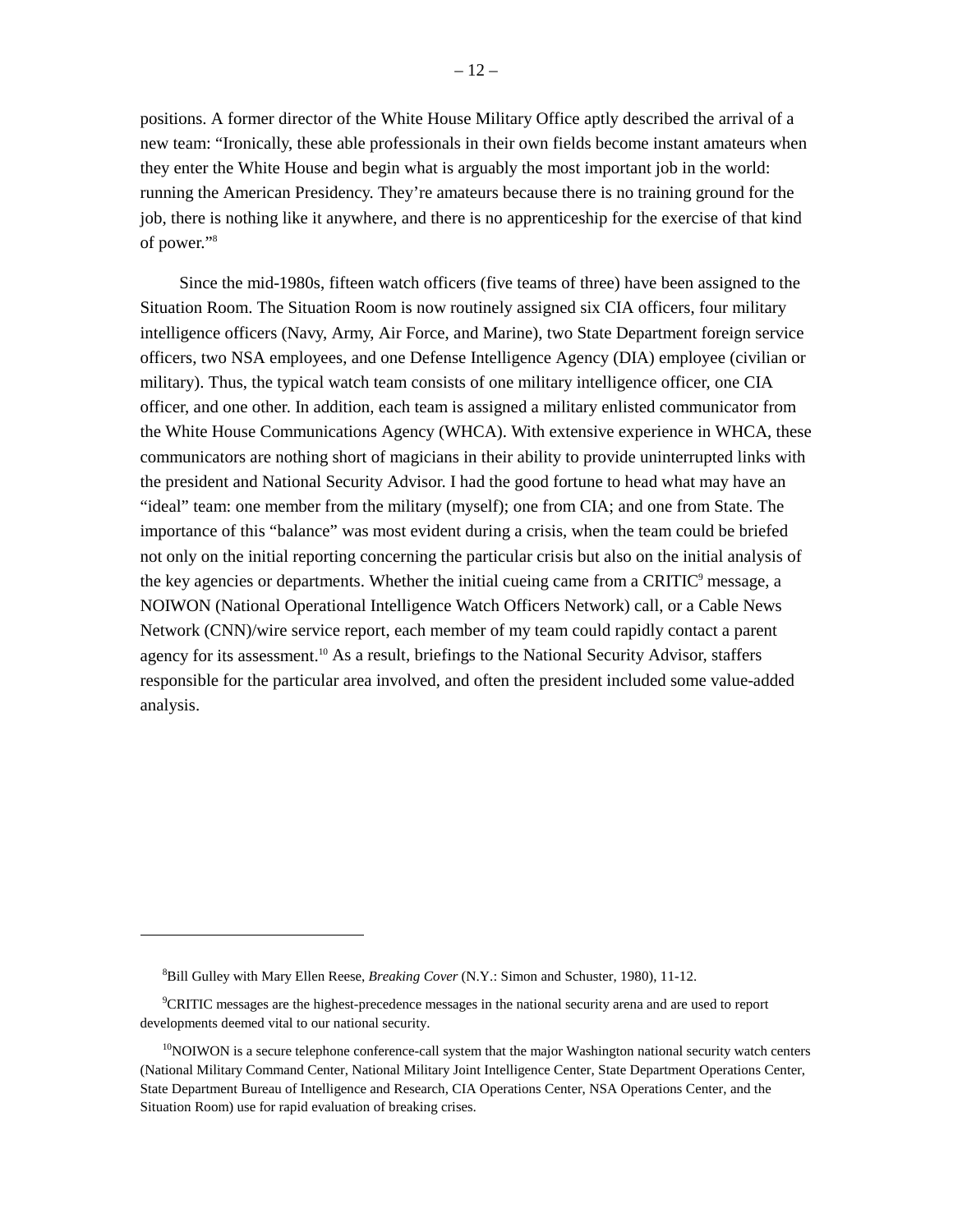positions. A former director of the White House Military Office aptly described the arrival of a new team: “Ironically, these able professionals in their own fields become instant amateurs when they enter the White House and begin what is arguably the most important job in the world: running the American Presidency. They’re amateurs because there is no training ground for the job, there is nothing like it anywhere, and there is no apprenticeship for the exercise of that kind of power.”[8]

Since the mid-1980s, fifteen watch officers (five teams of three) have been assigned to the Situation Room. The Situation Room is now routinely assigned six CIA officers, four military intelligence officers (Navy, Army, Air Force, and Marine), two State Department foreign service officers, two NSA employees, and one Defense Intelligence Agency (DIA) employee (civilian or military). Thus, the typical watch team consists of one military intelligence officer, one CIA officer, and one other. In addition, each team is assigned a military enlisted communicator from the White House Communications Agency (WHCA). With extensive experience in WHCA, these communicators are nothing short of magicians in their ability to provide uninterrupted links with the president and National Security Advisor. I had the good fortune to head what may have an “ideal” team: one member from the military (myself); one from CIA; and one from State. The importance of this “balance” was most evident during a crisis, when the team could be briefed not only on the initial reporting concerning the particular crisis but also on the initial analysis of the key agencies or departments. Whether the initial cueing came from a CRITIC[9] message, a NOIWON (National Operational Intelligence Watch Officers Network) call, or a Cable News Network (CNN)/wire service report, each member of my team could rapidly contact a parent agency for its assessment.[10] As a result, briefings to the National Security Advisor, staffers responsible for the particular area involved, and often the president included some value-added analysis.

---

[8]Bill Gulley with Mary Ellen Reese, *Breaking Cover* (N.Y.: Simon and Schuster, 1980), 11-12.

[9]CRITIC messages are the highest-precedence messages in the national security arena and are used to report developments deemed vital to our national security.

[10]NOIWON is a secure telephone conference-call system that the major Washington national security watch centers (National Military Command Center, National Military Joint Intelligence Center, State Department Operations Center, State Department Bureau of Intelligence and Research, CIA Operations Center, NSA Operations Center, and the Situation Room) use for rapid evaluation of breaking crises.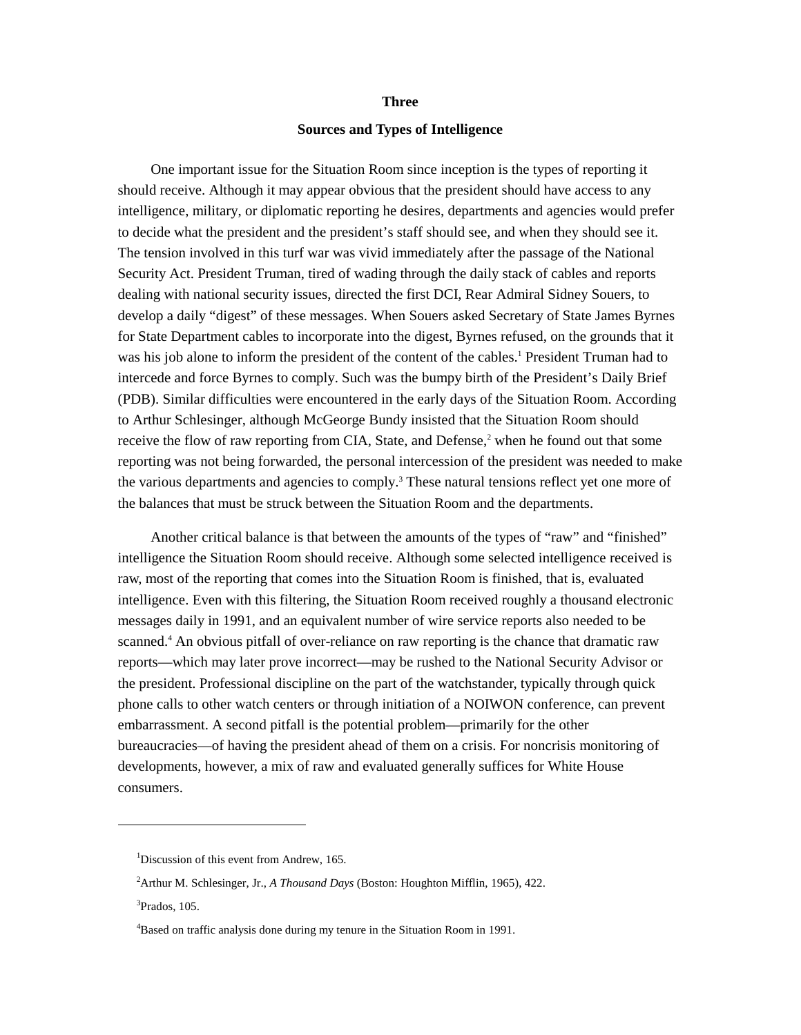## Three

## Sources and Types of Intelligence

One important issue for the Situation Room since inception is the types of reporting it should receive. Although it may appear obvious that the president should have access to any intelligence, military, or diplomatic reporting he desires, departments and agencies would prefer to decide what the president and the president's staff should see, and when they should see it. The tension involved in this turf war was vivid immediately after the passage of the National Security Act. President Truman, tired of wading through the daily stack of cables and reports dealing with national security issues, directed the first DCI, Rear Admiral Sidney Souers, to develop a daily "digest" of these messages. When Souers asked Secretary of State James Byrnes for State Department cables to incorporate into the digest, Byrnes refused, on the grounds that it was his job alone to inform the president of the content of the cables.[1] President Truman had to intercede and force Byrnes to comply. Such was the bumpy birth of the President's Daily Brief (PDB). Similar difficulties were encountered in the early days of the Situation Room. According to Arthur Schlesinger, although McGeorge Bundy insisted that the Situation Room should receive the flow of raw reporting from CIA, State, and Defense,[2] when he found out that some reporting was not being forwarded, the personal intercession of the president was needed to make the various departments and agencies to comply.[3] These natural tensions reflect yet one more of the balances that must be struck between the Situation Room and the departments.

Another critical balance is that between the amounts of the types of "raw" and "finished" intelligence the Situation Room should receive. Although some selected intelligence received is raw, most of the reporting that comes into the Situation Room is finished, that is, evaluated intelligence. Even with this filtering, the Situation Room received roughly a thousand electronic messages daily in 1991, and an equivalent number of wire service reports also needed to be scanned.[4] An obvious pitfall of over-reliance on raw reporting is the chance that dramatic raw reports—which may later prove incorrect—may be rushed to the National Security Advisor or the president. Professional discipline on the part of the watchstander, typically through quick phone calls to other watch centers or through initiation of a NOIWON conference, can prevent embarrassment. A second pitfall is the potential problem—primarily for the other bureaucracies—of having the president ahead of them on a crisis. For noncrisis monitoring of developments, however, a mix of raw and evaluated generally suffices for White House consumers.

---

[1]Discussion of this event from Andrew, 165.

[2]Arthur M. Schlesinger, Jr., *A Thousand Days* (Boston: Houghton Mifflin, 1965), 422.

[3]Prados, 105.

[4]Based on traffic analysis done during my tenure in the Situation Room in 1991.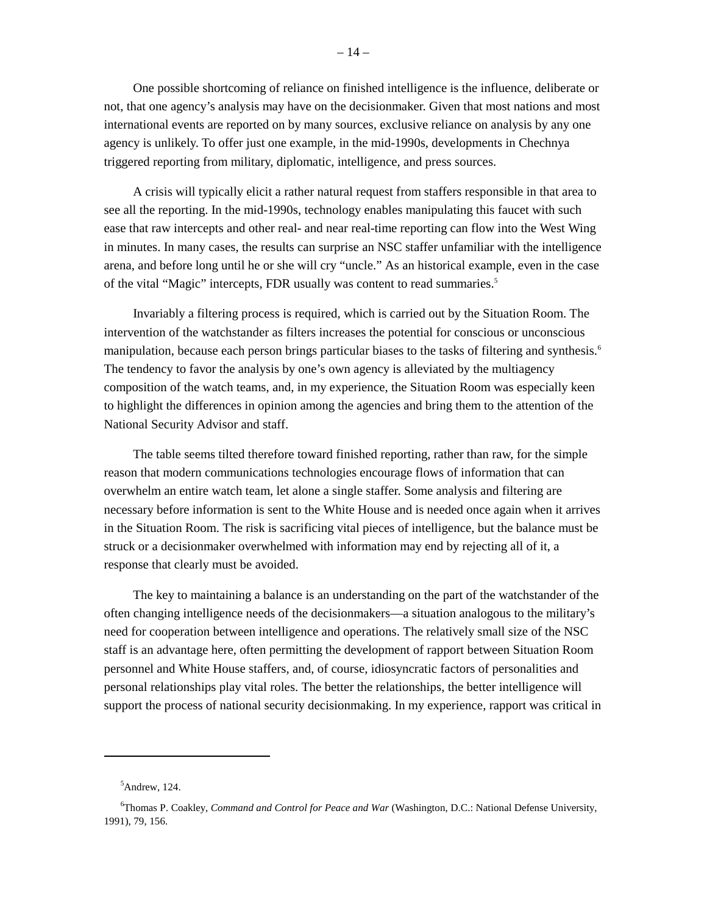One possible shortcoming of reliance on finished intelligence is the influence, deliberate or not, that one agency's analysis may have on the decisionmaker. Given that most nations and most international events are reported on by many sources, exclusive reliance on analysis by any one agency is unlikely. To offer just one example, in the mid-1990s, developments in Chechnya triggered reporting from military, diplomatic, intelligence, and press sources.

A crisis will typically elicit a rather natural request from staffers responsible in that area to see all the reporting. In the mid-1990s, technology enables manipulating this faucet with such ease that raw intercepts and other real- and near real-time reporting can flow into the West Wing in minutes. In many cases, the results can surprise an NSC staffer unfamiliar with the intelligence arena, and before long until he or she will cry "uncle." As an historical example, even in the case of the vital "Magic" intercepts, FDR usually was content to read summaries.[5]

Invariably a filtering process is required, which is carried out by the Situation Room. The intervention of the watchstander as filters increases the potential for conscious or unconscious manipulation, because each person brings particular biases to the tasks of filtering and synthesis.[6] The tendency to favor the analysis by one's own agency is alleviated by the multiagency composition of the watch teams, and, in my experience, the Situation Room was especially keen to highlight the differences in opinion among the agencies and bring them to the attention of the National Security Advisor and staff.

The table seems tilted therefore toward finished reporting, rather than raw, for the simple reason that modern communications technologies encourage flows of information that can overwhelm an entire watch team, let alone a single staffer. Some analysis and filtering are necessary before information is sent to the White House and is needed once again when it arrives in the Situation Room. The risk is sacrificing vital pieces of intelligence, but the balance must be struck or a decisionmaker overwhelmed with information may end by rejecting all of it, a response that clearly must be avoided.

The key to maintaining a balance is an understanding on the part of the watchstander of the often changing intelligence needs of the decisionmakers—a situation analogous to the military's need for cooperation between intelligence and operations. The relatively small size of the NSC staff is an advantage here, often permitting the development of rapport between Situation Room personnel and White House staffers, and, of course, idiosyncratic factors of personalities and personal relationships play vital roles. The better the relationships, the better intelligence will support the process of national security decisionmaking. In my experience, rapport was critical in

---

[5] Andrew, 124.

[6] Thomas P. Coakley, *Command and Control for Peace and War* (Washington, D.C.: National Defense University, 1991), 79, 156.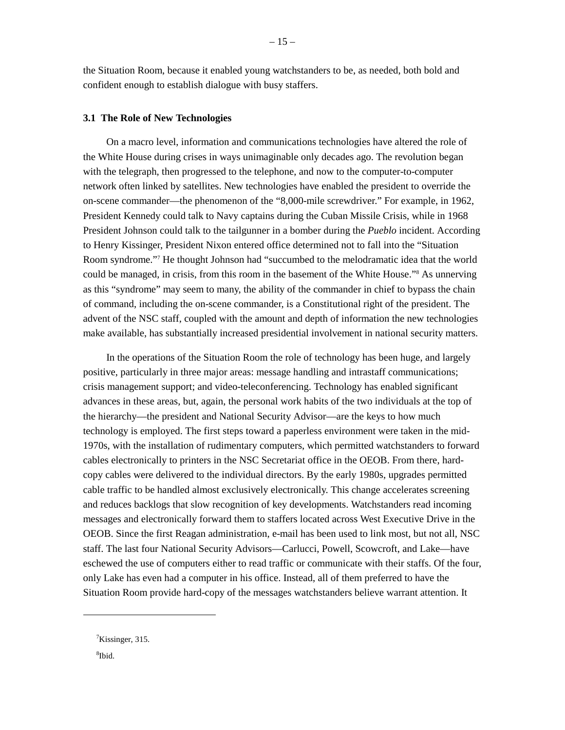the Situation Room, because it enabled young watchstanders to be, as needed, both bold and confident enough to establish dialogue with busy staffers.

### 3.1 The Role of New Technologies

On a macro level, information and communications technologies have altered the role of the White House during crises in ways unimaginable only decades ago. The revolution began with the telegraph, then progressed to the telephone, and now to the computer-to-computer network often linked by satellites. New technologies have enabled the president to override the on-scene commander—the phenomenon of the "8,000-mile screwdriver." For example, in 1962, President Kennedy could talk to Navy captains during the Cuban Missile Crisis, while in 1968 President Johnson could talk to the tailgunner in a bomber during the *Pueblo* incident. According to Henry Kissinger, President Nixon entered office determined not to fall into the "Situation Room syndrome."[7] He thought Johnson had "succumbed to the melodramatic idea that the world could be managed, in crisis, from this room in the basement of the White House."[8] As unnerving as this "syndrome" may seem to many, the ability of the commander in chief to bypass the chain of command, including the on-scene commander, is a Constitutional right of the president. The advent of the NSC staff, coupled with the amount and depth of information the new technologies make available, has substantially increased presidential involvement in national security matters.

In the operations of the Situation Room the role of technology has been huge, and largely positive, particularly in three major areas: message handling and intrastaff communications; crisis management support; and video-teleconferencing. Technology has enabled significant advances in these areas, but, again, the personal work habits of the two individuals at the top of the hierarchy—the president and National Security Advisor—are the keys to how much technology is employed. The first steps toward a paperless environment were taken in the mid-1970s, with the installation of rudimentary computers, which permitted watchstanders to forward cables electronically to printers in the NSC Secretariat office in the OEOB. From there, hard-copy cables were delivered to the individual directors. By the early 1980s, upgrades permitted cable traffic to be handled almost exclusively electronically. This change accelerates screening and reduces backlogs that slow recognition of key developments. Watchstanders read incoming messages and electronically forward them to staffers located across West Executive Drive in the OEOB. Since the first Reagan administration, e-mail has been used to link most, but not all, NSC staff. The last four National Security Advisors—Carlucci, Powell, Scowcroft, and Lake—have eschewed the use of computers either to read traffic or communicate with their staffs. Of the four, only Lake has even had a computer in his office. Instead, all of them preferred to have the Situation Room provide hard-copy of the messages watchstanders believe warrant attention. It

---

[7] Kissinger, 315.

[8] Ibid.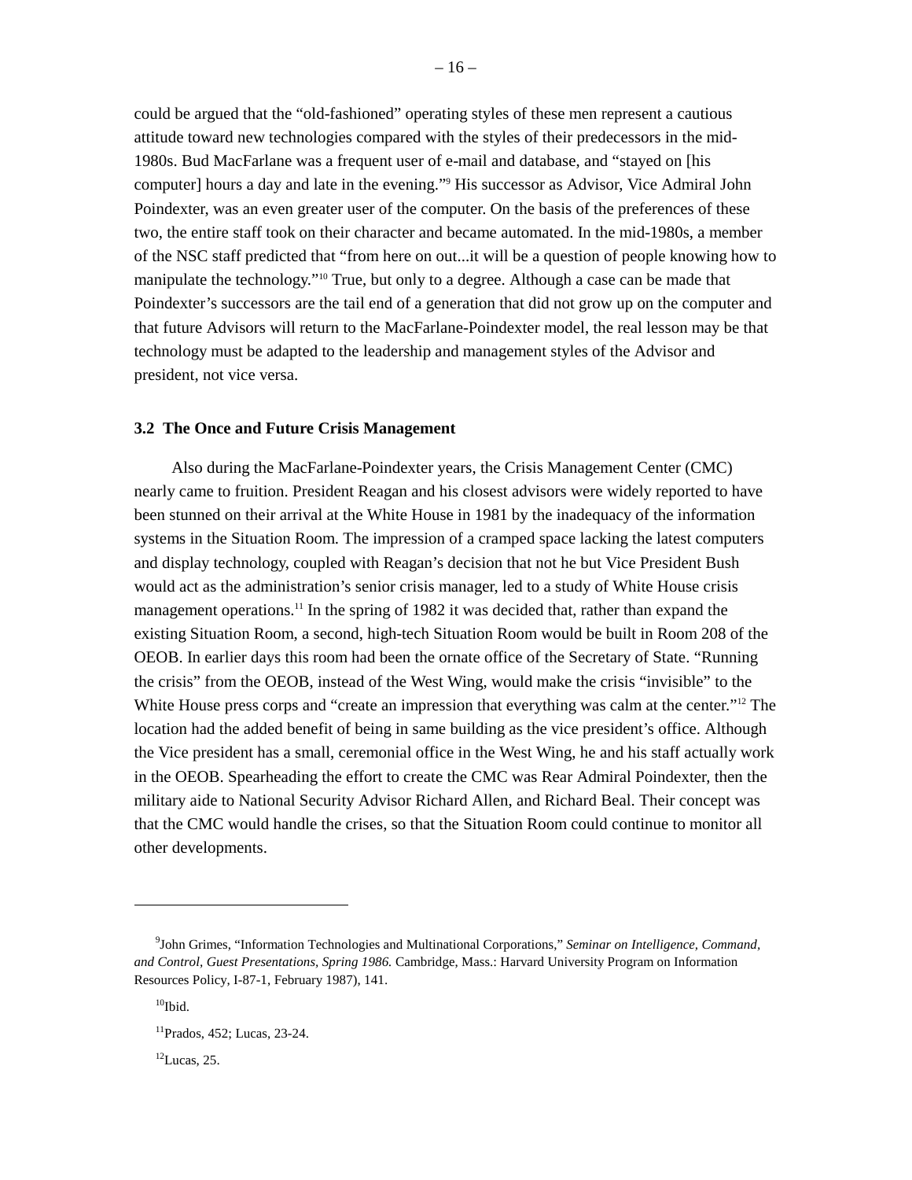could be argued that the "old-fashioned" operating styles of these men represent a cautious attitude toward new technologies compared with the styles of their predecessors in the mid-1980s. Bud MacFarlane was a frequent user of e-mail and database, and "stayed on [his computer] hours a day and late in the evening."[9] His successor as Advisor, Vice Admiral John Poindexter, was an even greater user of the computer. On the basis of the preferences of these two, the entire staff took on their character and became automated. In the mid-1980s, a member of the NSC staff predicted that "from here on out...it will be a question of people knowing how to manipulate the technology."[10] True, but only to a degree. Although a case can be made that Poindexter's successors are the tail end of a generation that did not grow up on the computer and that future Advisors will return to the MacFarlane-Poindexter model, the real lesson may be that technology must be adapted to the leadership and management styles of the Advisor and president, not vice versa.

### 3.2 The Once and Future Crisis Management

Also during the MacFarlane-Poindexter years, the Crisis Management Center (CMC) nearly came to fruition. President Reagan and his closest advisors were widely reported to have been stunned on their arrival at the White House in 1981 by the inadequacy of the information systems in the Situation Room. The impression of a cramped space lacking the latest computers and display technology, coupled with Reagan's decision that not he but Vice President Bush would act as the administration's senior crisis manager, led to a study of White House crisis management operations.[11] In the spring of 1982 it was decided that, rather than expand the existing Situation Room, a second, high-tech Situation Room would be built in Room 208 of the OEOB. In earlier days this room had been the ornate office of the Secretary of State. "Running the crisis" from the OEOB, instead of the West Wing, would make the crisis "invisible" to the White House press corps and "create an impression that everything was calm at the center."[12] The location had the added benefit of being in same building as the vice president's office. Although the Vice president has a small, ceremonial office in the West Wing, he and his staff actually work in the OEOB. Spearheading the effort to create the CMC was Rear Admiral Poindexter, then the military aide to National Security Advisor Richard Allen, and Richard Beal. Their concept was that the CMC would handle the crises, so that the Situation Room could continue to monitor all other developments.

---

[9]John Grimes, "Information Technologies and Multinational Corporations," *Seminar on Intelligence, Command, and Control, Guest Presentations, Spring 1986.* Cambridge, Mass.: Harvard University Program on Information Resources Policy, I-87-1, February 1987), 141.

[10]Ibid.

[11]Prados, 452; Lucas, 23-24.

[12]Lucas, 25.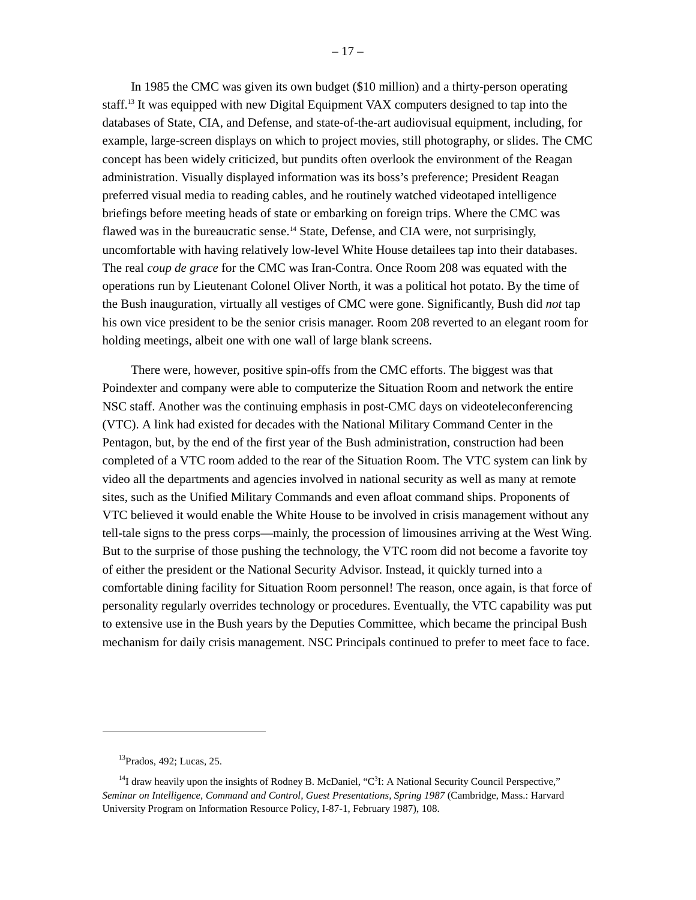In 1985 the CMC was given its own budget ($10 million) and a thirty-person operating staff.[13] It was equipped with new Digital Equipment VAX computers designed to tap into the databases of State, CIA, and Defense, and state-of-the-art audiovisual equipment, including, for example, large-screen displays on which to project movies, still photography, or slides. The CMC concept has been widely criticized, but pundits often overlook the environment of the Reagan administration. Visually displayed information was its boss's preference; President Reagan preferred visual media to reading cables, and he routinely watched videotaped intelligence briefings before meeting heads of state or embarking on foreign trips. Where the CMC was flawed was in the bureaucratic sense.[14] State, Defense, and CIA were, not surprisingly, uncomfortable with having relatively low-level White House detailees tap into their databases. The real *coup de grace* for the CMC was Iran-Contra. Once Room 208 was equated with the operations run by Lieutenant Colonel Oliver North, it was a political hot potato. By the time of the Bush inauguration, virtually all vestiges of CMC were gone. Significantly, Bush did *not* tap his own vice president to be the senior crisis manager. Room 208 reverted to an elegant room for holding meetings, albeit one with one wall of large blank screens.

There were, however, positive spin-offs from the CMC efforts. The biggest was that Poindexter and company were able to computerize the Situation Room and network the entire NSC staff. Another was the continuing emphasis in post-CMC days on videoteleconferencing (VTC). A link had existed for decades with the National Military Command Center in the Pentagon, but, by the end of the first year of the Bush administration, construction had been completed of a VTC room added to the rear of the Situation Room. The VTC system can link by video all the departments and agencies involved in national security as well as many at remote sites, such as the Unified Military Commands and even afloat command ships. Proponents of VTC believed it would enable the White House to be involved in crisis management without any tell-tale signs to the press corps—mainly, the procession of limousines arriving at the West Wing. But to the surprise of those pushing the technology, the VTC room did not become a favorite toy of either the president or the National Security Advisor. Instead, it quickly turned into a comfortable dining facility for Situation Room personnel! The reason, once again, is that force of personality regularly overrides technology or procedures. Eventually, the VTC capability was put to extensive use in the Bush years by the Deputies Committee, which became the principal Bush mechanism for daily crisis management. NSC Principals continued to prefer to meet face to face.

---

[13] Prados, 492; Lucas, 25.

[14] I draw heavily upon the insights of Rodney B. McDaniel, "$C^3$I: A National Security Council Perspective," *Seminar on Intelligence, Command and Control, Guest Presentations, Spring 1987* (Cambridge, Mass.: Harvard University Program on Information Resource Policy, I-87-1, February 1987), 108.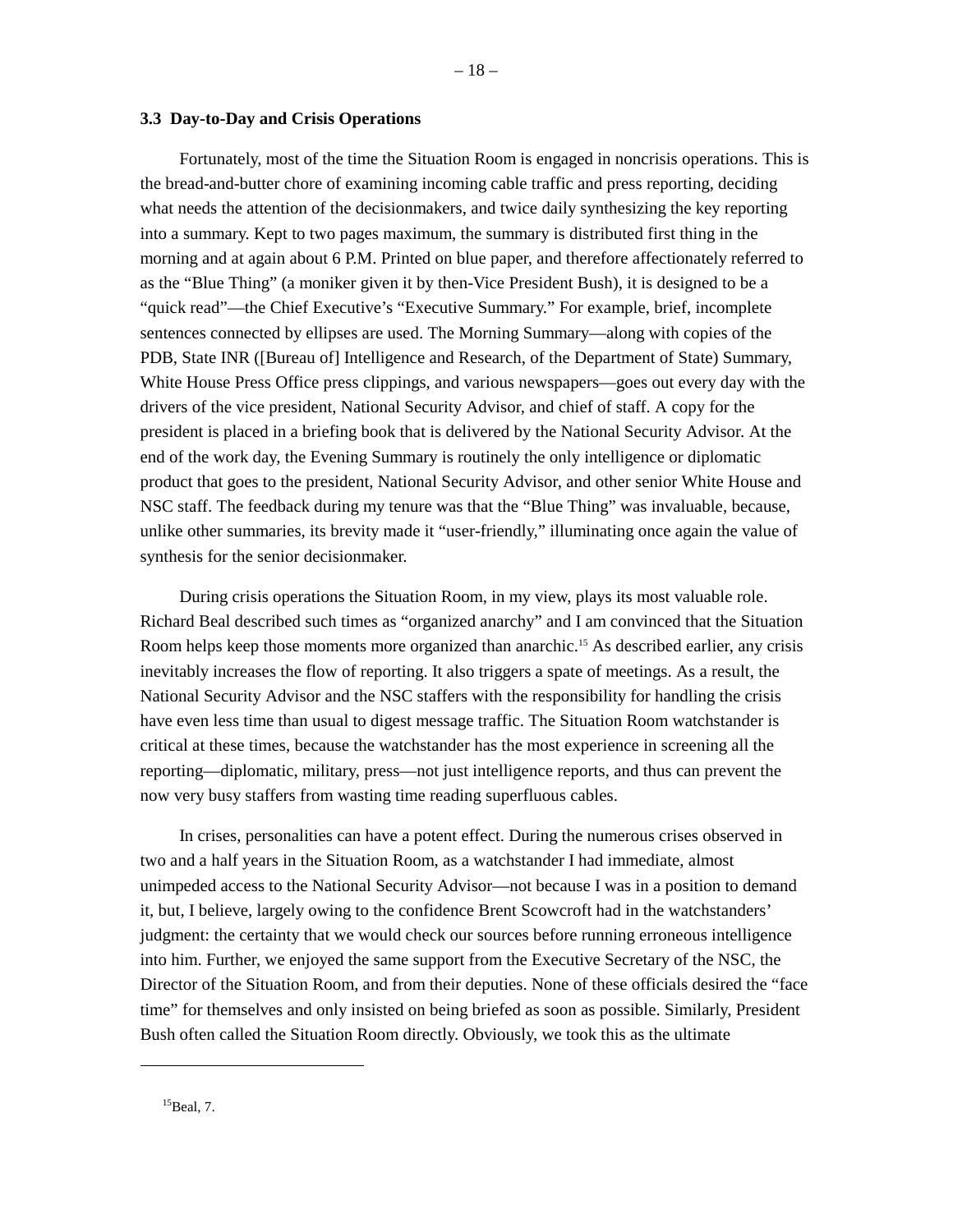### 3.3 Day-to-Day and Crisis Operations

Fortunately, most of the time the Situation Room is engaged in noncrisis operations. This is the bread-and-butter chore of examining incoming cable traffic and press reporting, deciding what needs the attention of the decisionmakers, and twice daily synthesizing the key reporting into a summary. Kept to two pages maximum, the summary is distributed first thing in the morning and at again about 6 P.M. Printed on blue paper, and therefore affectionately referred to as the "Blue Thing" (a moniker given it by then-Vice President Bush), it is designed to be a "quick read"—the Chief Executive's "Executive Summary." For example, brief, incomplete sentences connected by ellipses are used. The Morning Summary—along with copies of the PDB, State INR ([Bureau of] Intelligence and Research, of the Department of State) Summary, White House Press Office press clippings, and various newspapers—goes out every day with the drivers of the vice president, National Security Advisor, and chief of staff. A copy for the president is placed in a briefing book that is delivered by the National Security Advisor. At the end of the work day, the Evening Summary is routinely the only intelligence or diplomatic product that goes to the president, National Security Advisor, and other senior White House and NSC staff. The feedback during my tenure was that the "Blue Thing" was invaluable, because, unlike other summaries, its brevity made it "user-friendly," illuminating once again the value of synthesis for the senior decisionmaker.

During crisis operations the Situation Room, in my view, plays its most valuable role. Richard Beal described such times as "organized anarchy" and I am convinced that the Situation Room helps keep those moments more organized than anarchic.[15] As described earlier, any crisis inevitably increases the flow of reporting. It also triggers a spate of meetings. As a result, the National Security Advisor and the NSC staffers with the responsibility for handling the crisis have even less time than usual to digest message traffic. The Situation Room watchstander is critical at these times, because the watchstander has the most experience in screening all the reporting—diplomatic, military, press—not just intelligence reports, and thus can prevent the now very busy staffers from wasting time reading superfluous cables.

In crises, personalities can have a potent effect. During the numerous crises observed in two and a half years in the Situation Room, as a watchstander I had immediate, almost unimpeded access to the National Security Advisor—not because I was in a position to demand it, but, I believe, largely owing to the confidence Brent Scowcroft had in the watchstanders' judgment: the certainty that we would check our sources before running erroneous intelligence into him. Further, we enjoyed the same support from the Executive Secretary of the NSC, the Director of the Situation Room, and from their deputies. None of these officials desired the "face time" for themselves and only insisted on being briefed as soon as possible. Similarly, President Bush often called the Situation Room directly. Obviously, we took this as the ultimate

[15] Beal, 7.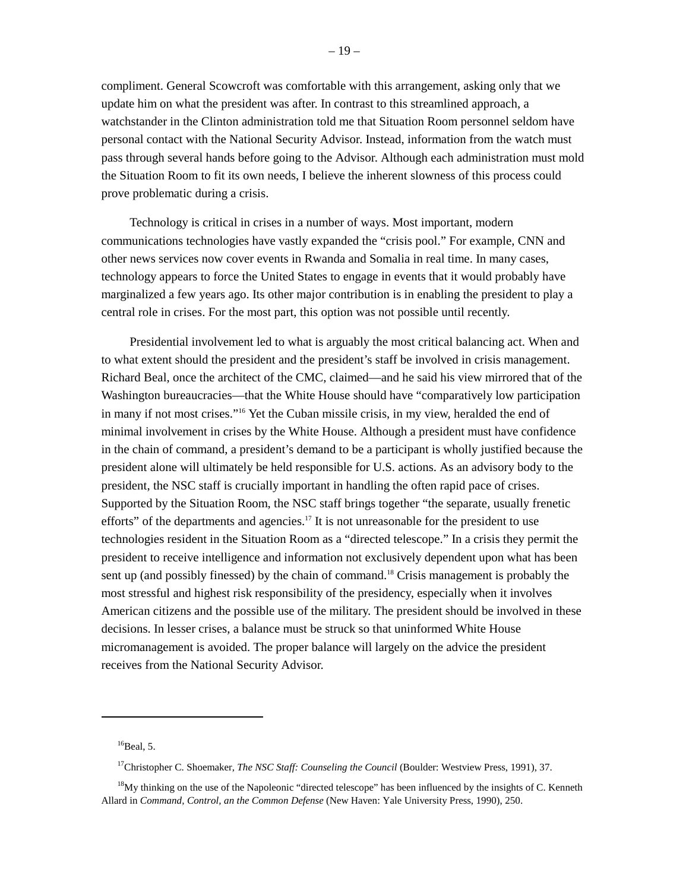compliment. General Scowcroft was comfortable with this arrangement, asking only that we update him on what the president was after. In contrast to this streamlined approach, a watchstander in the Clinton administration told me that Situation Room personnel seldom have personal contact with the National Security Advisor. Instead, information from the watch must pass through several hands before going to the Advisor. Although each administration must mold the Situation Room to fit its own needs, I believe the inherent slowness of this process could prove problematic during a crisis.

Technology is critical in crises in a number of ways. Most important, modern communications technologies have vastly expanded the "crisis pool." For example, CNN and other news services now cover events in Rwanda and Somalia in real time. In many cases, technology appears to force the United States to engage in events that it would probably have marginalized a few years ago. Its other major contribution is in enabling the president to play a central role in crises. For the most part, this option was not possible until recently.

Presidential involvement led to what is arguably the most critical balancing act. When and to what extent should the president and the president's staff be involved in crisis management. Richard Beal, once the architect of the CMC, claimed—and he said his view mirrored that of the Washington bureaucracies—that the White House should have "comparatively low participation in many if not most crises."[16] Yet the Cuban missile crisis, in my view, heralded the end of minimal involvement in crises by the White House. Although a president must have confidence in the chain of command, a president's demand to be a participant is wholly justified because the president alone will ultimately be held responsible for U.S. actions. As an advisory body to the president, the NSC staff is crucially important in handling the often rapid pace of crises. Supported by the Situation Room, the NSC staff brings together "the separate, usually frenetic efforts" of the departments and agencies.[17] It is not unreasonable for the president to use technologies resident in the Situation Room as a "directed telescope." In a crisis they permit the president to receive intelligence and information not exclusively dependent upon what has been sent up (and possibly finessed) by the chain of command.[18] Crisis management is probably the most stressful and highest risk responsibility of the presidency, especially when it involves American citizens and the possible use of the military. The president should be involved in these decisions. In lesser crises, a balance must be struck so that uninformed White House micromanagement is avoided. The proper balance will largely on the advice the president receives from the National Security Advisor.

---

[16]Beal, 5.

[17]Christopher C. Shoemaker, *The NSC Staff: Counseling the Council* (Boulder: Westview Press, 1991), 37.

[18]My thinking on the use of the Napoleonic "directed telescope" has been influenced by the insights of C. Kenneth Allard in *Command, Control, an the Common Defense* (New Haven: Yale University Press, 1990), 250.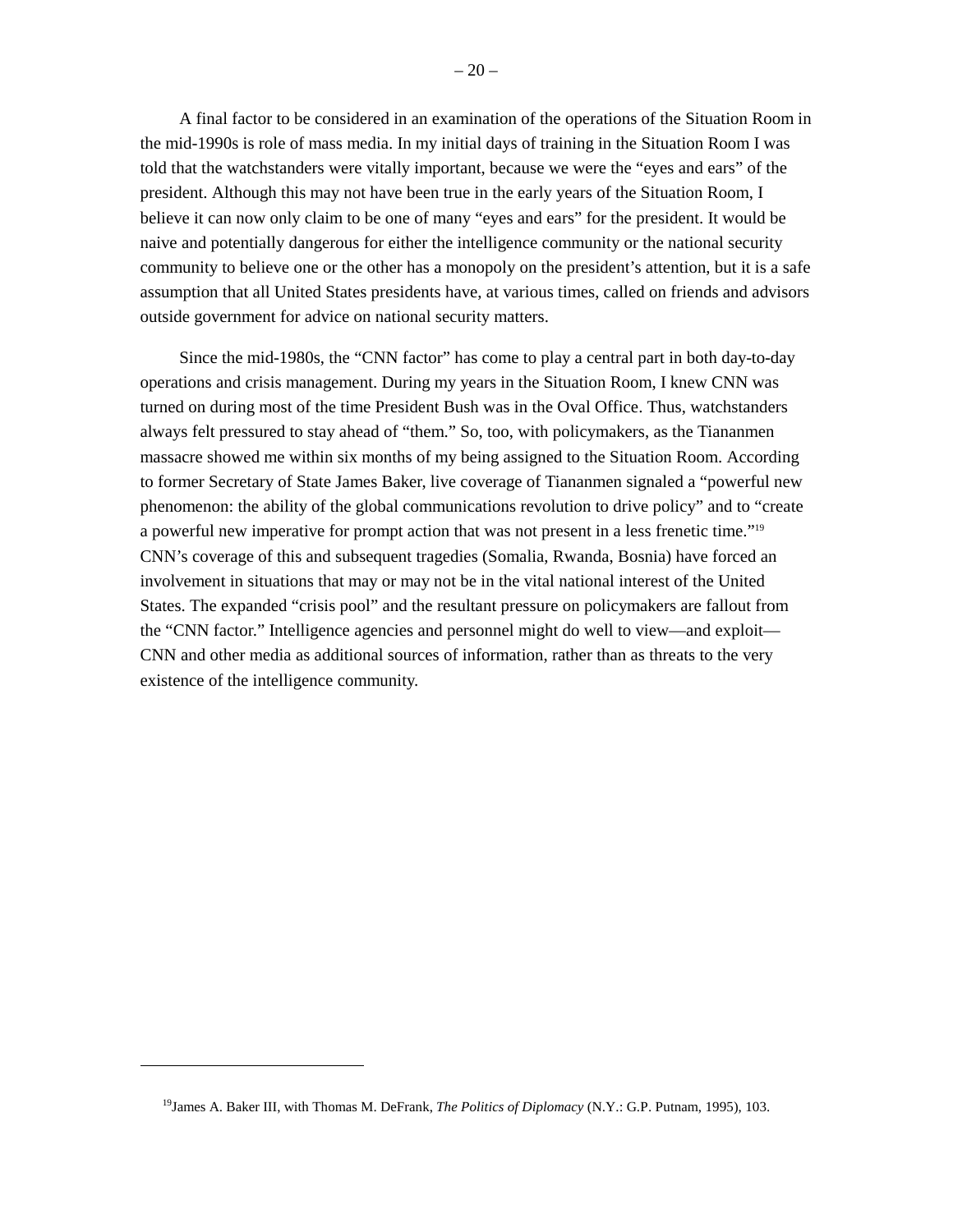A final factor to be considered in an examination of the operations of the Situation Room in the mid-1990s is role of mass media. In my initial days of training in the Situation Room I was told that the watchstanders were vitally important, because we were the "eyes and ears" of the president. Although this may not have been true in the early years of the Situation Room, I believe it can now only claim to be one of many "eyes and ears" for the president. It would be naive and potentially dangerous for either the intelligence community or the national security community to believe one or the other has a monopoly on the president's attention, but it is a safe assumption that all United States presidents have, at various times, called on friends and advisors outside government for advice on national security matters.

Since the mid-1980s, the "CNN factor" has come to play a central part in both day-to-day operations and crisis management. During my years in the Situation Room, I knew CNN was turned on during most of the time President Bush was in the Oval Office. Thus, watchstanders always felt pressured to stay ahead of "them." So, too, with policymakers, as the Tiananmen massacre showed me within six months of my being assigned to the Situation Room. According to former Secretary of State James Baker, live coverage of Tiananmen signaled a "powerful new phenomenon: the ability of the global communications revolution to drive policy" and to "create a powerful new imperative for prompt action that was not present in a less frenetic time."[19] CNN's coverage of this and subsequent tragedies (Somalia, Rwanda, Bosnia) have forced an involvement in situations that may or may not be in the vital national interest of the United States. The expanded "crisis pool" and the resultant pressure on policymakers are fallout from the "CNN factor." Intelligence agencies and personnel might do well to view—and exploit—CNN and other media as additional sources of information, rather than as threats to the very existence of the intelligence community.

---

[19] James A. Baker III, with Thomas M. DeFrank, *The Politics of Diplomacy* (N.Y.: G.P. Putnam, 1995), 103.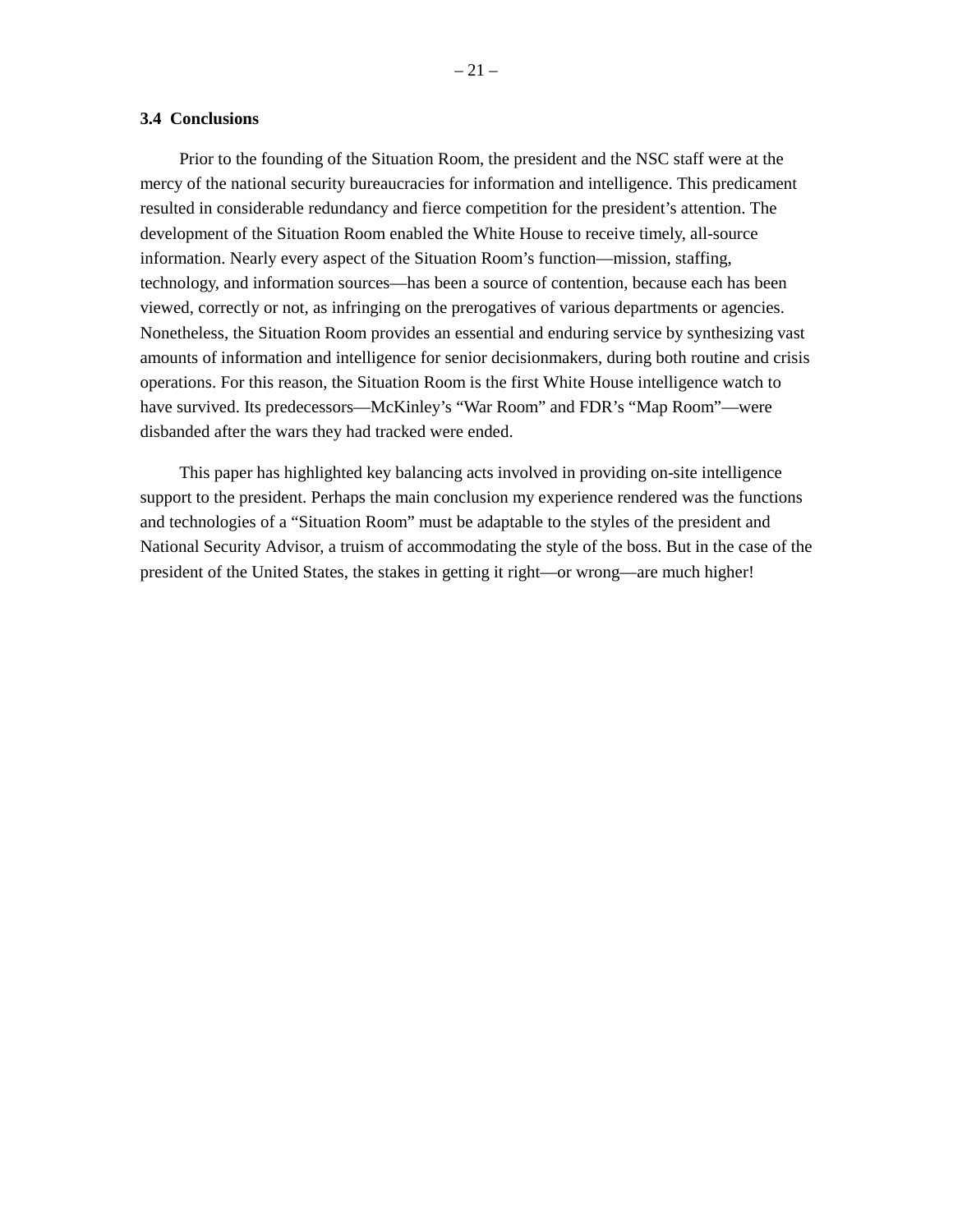### 3.4 Conclusions

Prior to the founding of the Situation Room, the president and the NSC staff were at the mercy of the national security bureaucracies for information and intelligence. This predicament resulted in considerable redundancy and fierce competition for the president’s attention. The development of the Situation Room enabled the White House to receive timely, all-source information. Nearly every aspect of the Situation Room’s function—mission, staffing, technology, and information sources—has been a source of contention, because each has been viewed, correctly or not, as infringing on the prerogatives of various departments or agencies. Nonetheless, the Situation Room provides an essential and enduring service by synthesizing vast amounts of information and intelligence for senior decisionmakers, during both routine and crisis operations. For this reason, the Situation Room is the first White House intelligence watch to have survived. Its predecessors—McKinley’s “War Room” and FDR’s “Map Room”—were disbanded after the wars they had tracked were ended.

This paper has highlighted key balancing acts involved in providing on-site intelligence support to the president. Perhaps the main conclusion my experience rendered was the functions and technologies of a “Situation Room” must be adaptable to the styles of the president and National Security Advisor, a truism of accommodating the style of the boss. But in the case of the president of the United States, the stakes in getting it right—or wrong—are much higher!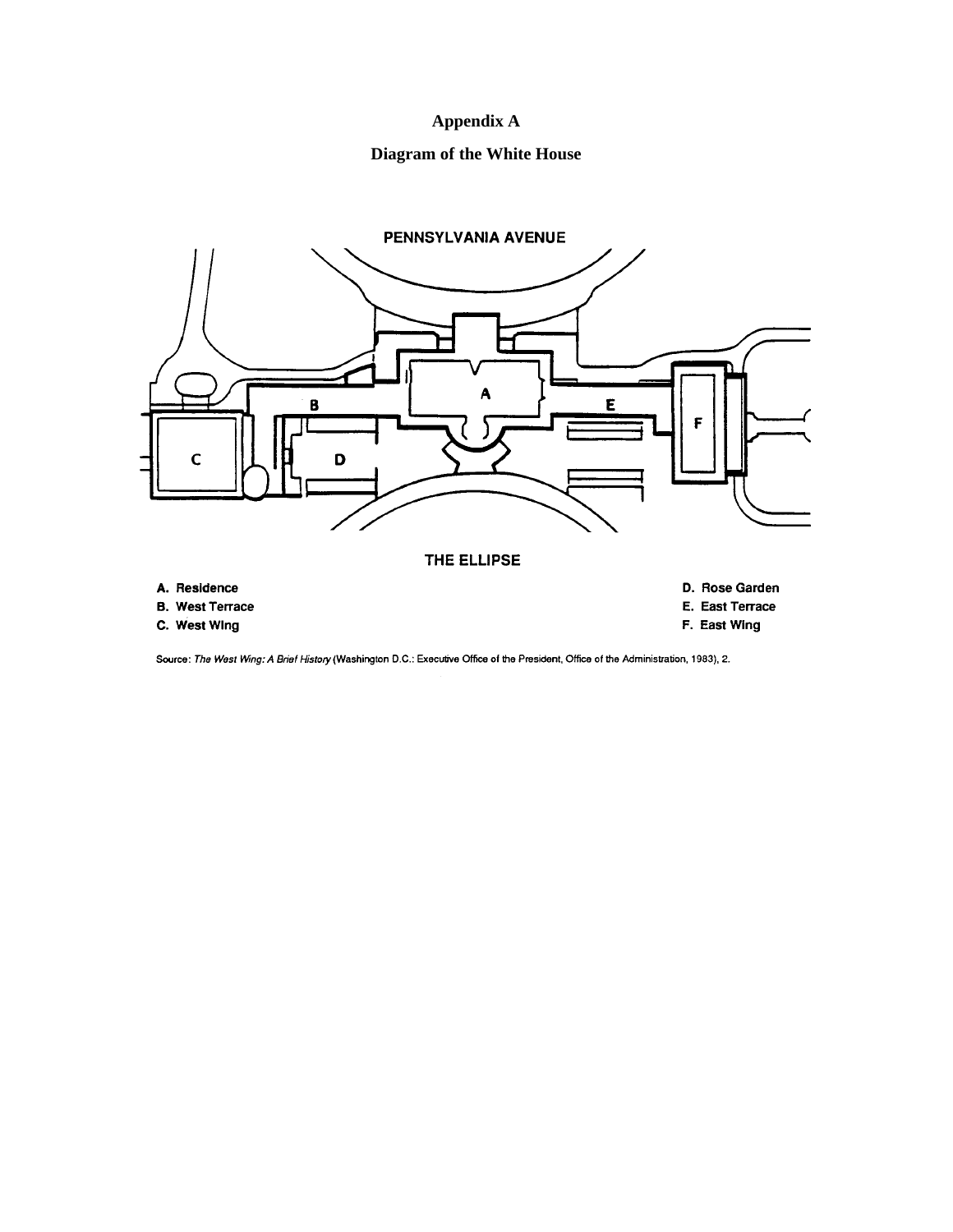# Appendix A

## Diagram of the White House

PENNSYLVANIA AVENUE

THE ELLIPSE

A. Residence
B. West Terrace
C. West Wing
D. Rose Garden
E. East Terrace
F. East Wing

Source: *The West Wing: A Brief History* (Washington D.C.: Executive Office of the President, Office of the Administration, 1983), 2.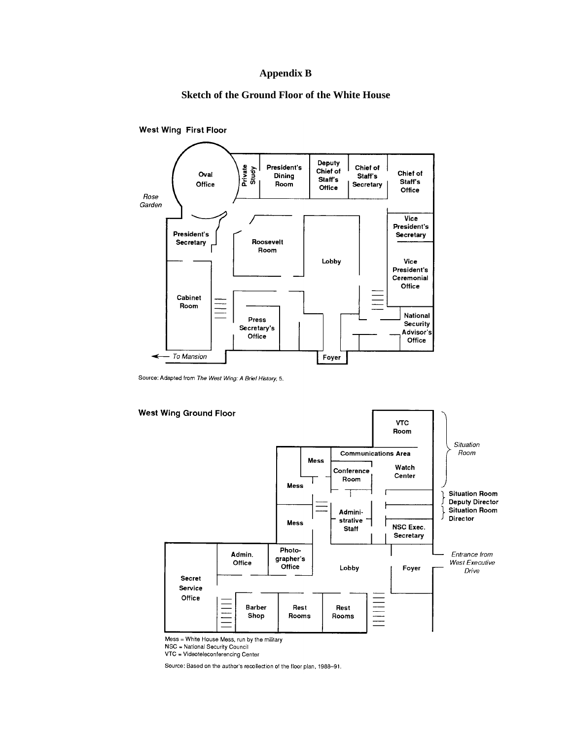# Appendix B

## Sketch of the Ground Floor of the White House

**West Wing First Floor**

Oval Office
Private Study
President's Dining Room
Deputy Chief of Staff's Office
Chief of Staff's Secretary
Chief of Staff's Office
Rose Garden
Vice President's Secretary
President's Secretary
Roosevelt Room
Lobby
Vice President's Ceremonial Office
Cabinet Room
Press Secretary's Office
National Security Advisor's Office
To Mansion
Foyer

Source: Adapted from *The West Wing: A Brief History*, 5.

**West Wing Ground Floor**

VTC Room
Communications Area
Mess
Conference Room
Watch Center
Situation Room
Mess
Situation Room Deputy Director
Situation Room Director
Administrative Staff
Mess
NSC Exec. Secretary
Admin. Office
Photographer's Office
Entrance from West Executive Drive
Lobby
Foyer
Secret Service Office
Barber Shop
Rest Rooms
Rest Rooms

Mess = White House Mess, run by the military
NSC = National Security Council
VTC = Videoteleconferencing Center

Source: Based on the author's recollection of the floor plan, 1988–91.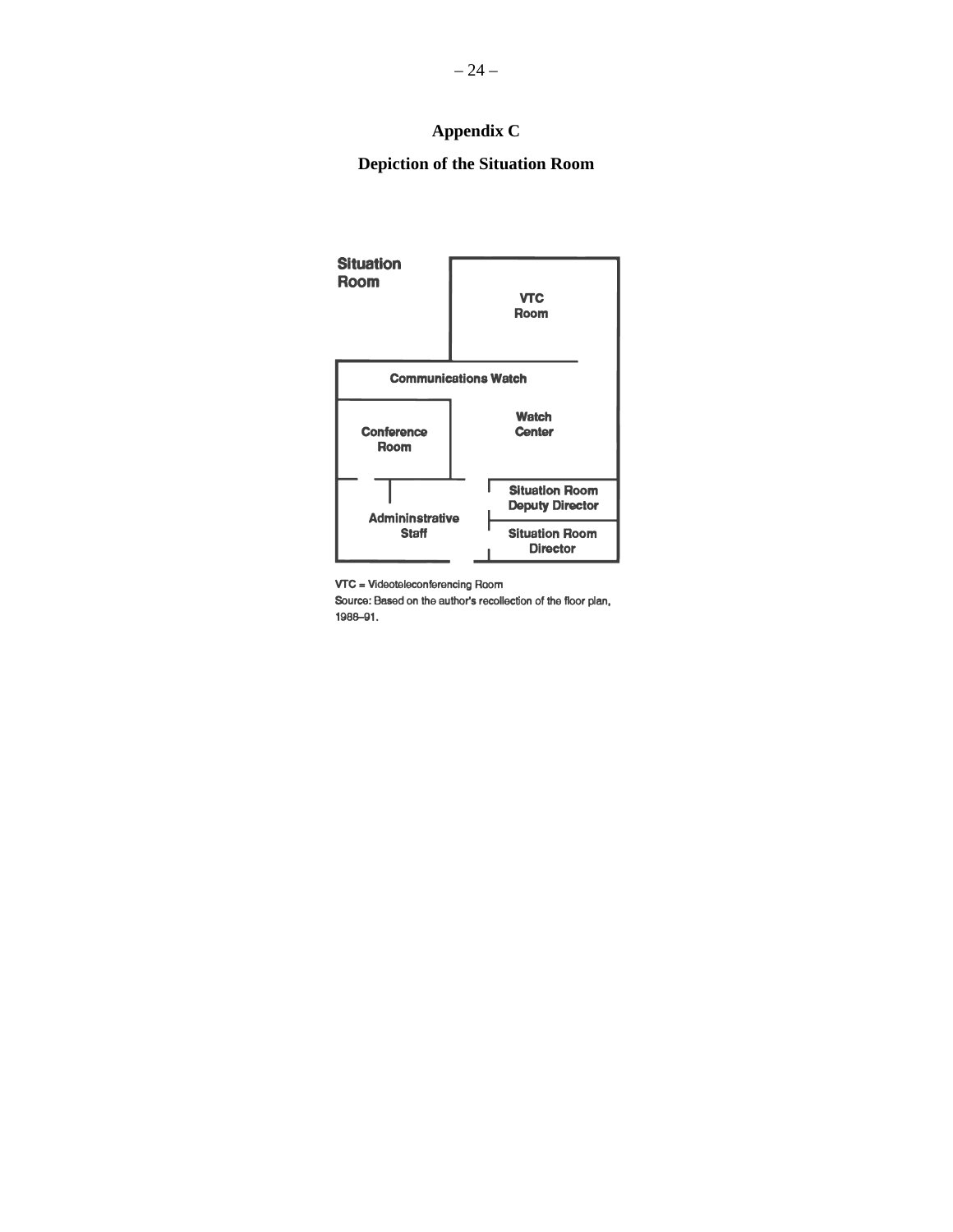# Appendix C

## Depiction of the Situation Room

Situation Room

VTC Room

Communications Watch

Conference Room

Watch Center

Situation Room Deputy Director

Admininstrative Staff

Situation Room Director

VTC = Videoteleconferencing Room

Source: Based on the author's recollection of the floor plan, 1988–91.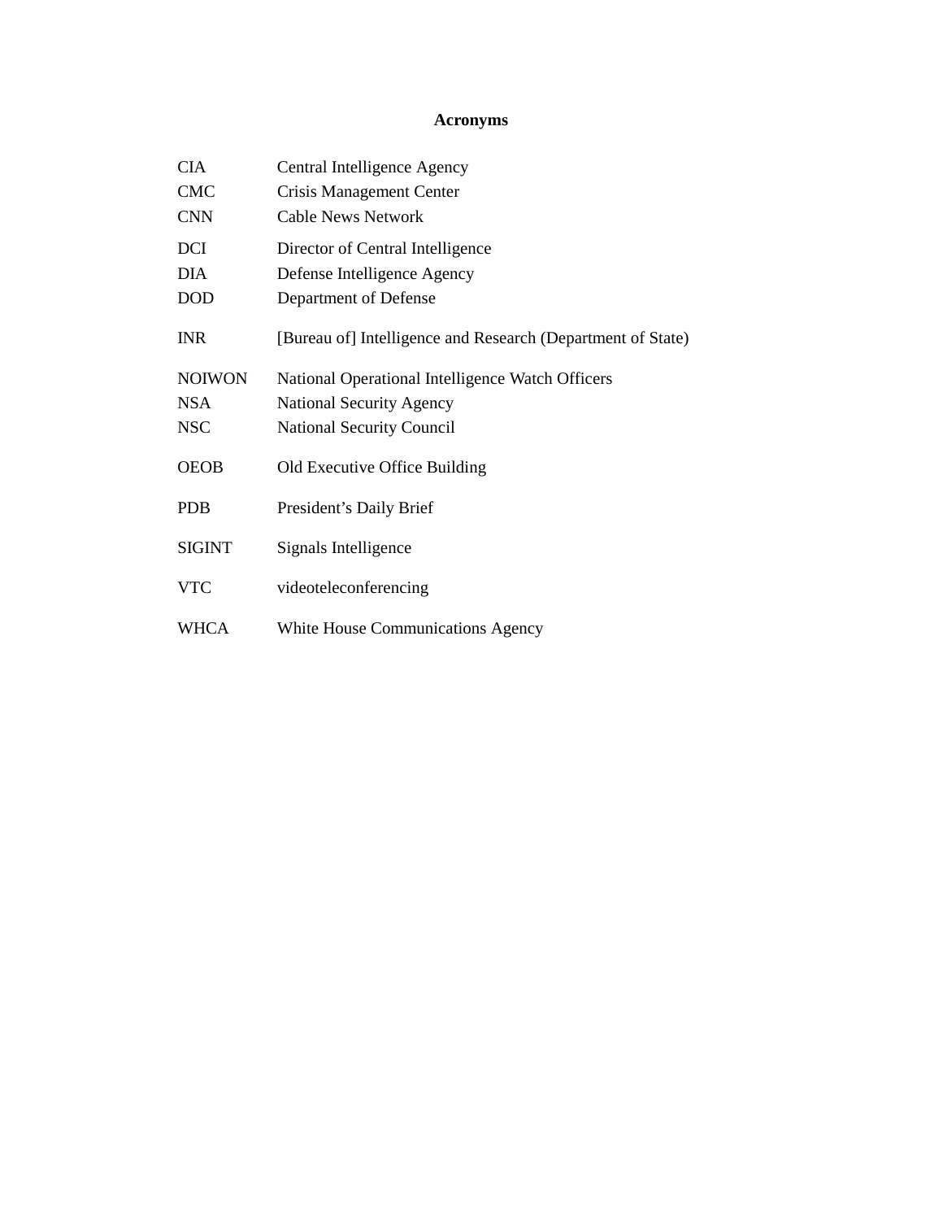# Acronyms

| | |
|---|---|
| CIA | Central Intelligence Agency |
| CMC | Crisis Management Center |
| CNN | Cable News Network |
| DCI | Director of Central Intelligence |
| DIA | Defense Intelligence Agency |
| DOD | Department of Defense |
| INR | [Bureau of] Intelligence and Research (Department of State) |
| NOIWON | National Operational Intelligence Watch Officers |
| NSA | National Security Agency |
| NSC | National Security Council |
| OEOB | Old Executive Office Building |
| PDB | President's Daily Brief |
| SIGINT | Signals Intelligence |
| VTC | videoteleconferencing |
| WHCA | White House Communications Agency |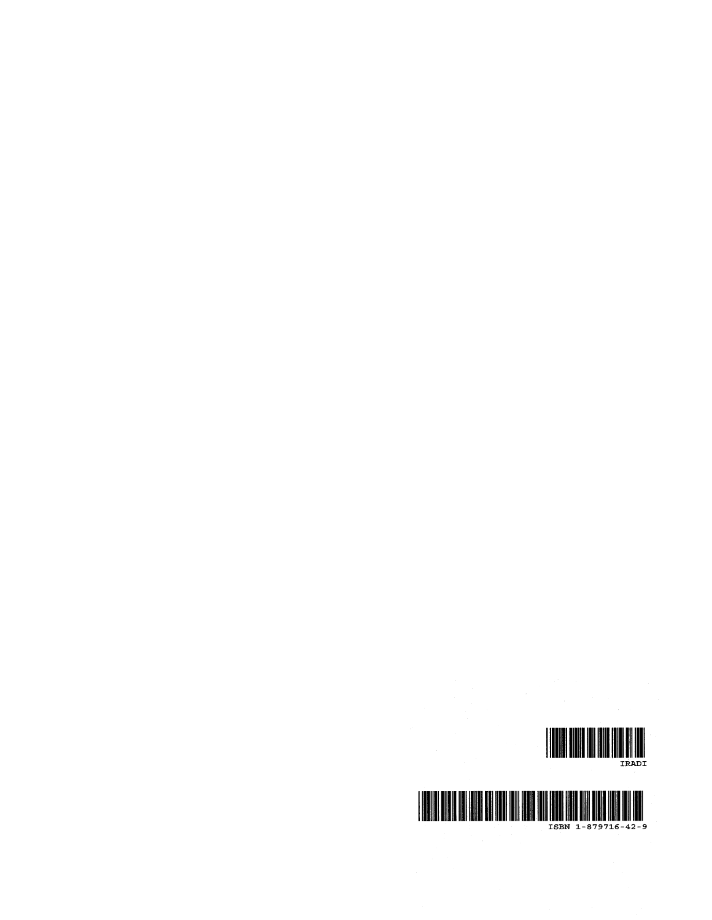IRADI

ISBN 1-879716-42-9